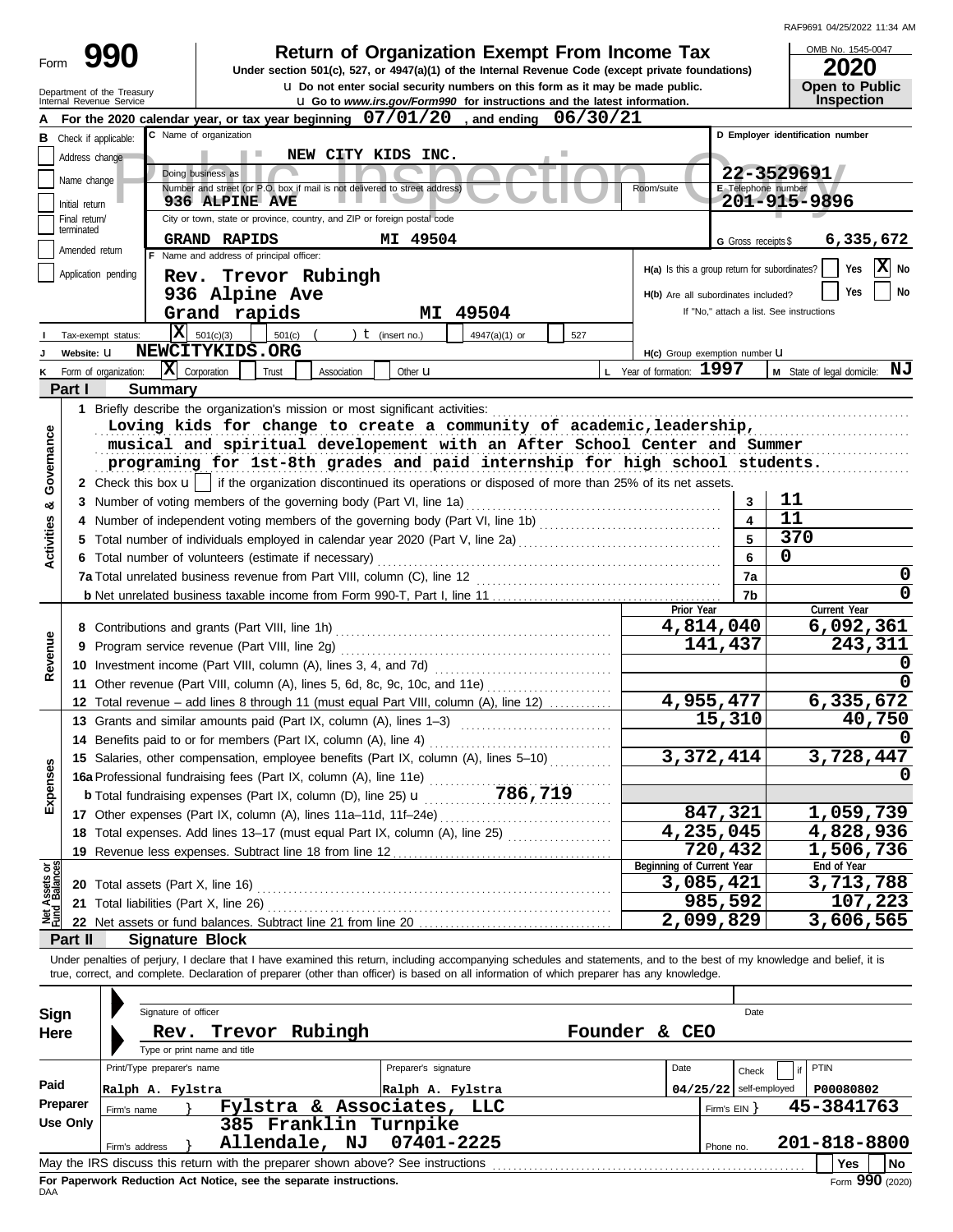RAF9691 04/25/2022 11:34 AM

# Form 990 — Return of Organization Exempt From Income Tax

Under section 501(c), 527, or 4947(a)(1) of the Internal Revenue Code (except private foundations)

Do not enter social security numbers on this form as it may be made public.

Go to *www.irs.gov/Form990* for instructions and the latest information.

Department of the Treasury
Internal Revenue Service

OMB No. 1545-0047

**2020**

**Open to Public Inspection**

Public Inspection Copy

**A** For the 2020 calendar year, or tax year beginning **07/01/20**, and ending **06/30/21**

**B** Check if applicable: Address change, Name change, Initial return, Final return/terminated, Amended return, Application pending

**C** Name of organization: **NEW CITY KIDS INC.**

Doing business as

Number and street (or P.O. box if mail is not delivered to street address): **936 ALPINE AVE** Room/suite

City or town, state or province, country, and ZIP or foreign postal code: **GRAND RAPIDS MI 49504**

**D** Employer identification number: **22-3529691**

**E** Telephone number: **201-915-9896**

**G** Gross receipts $ **6,335,672**

**F** Name and address of principal officer:
**Rev. Trevor Rubingh**
**936 Alpine Ave**
**Grand rapids MI 49504**

**H(a)** Is this a group return for subordinates? Yes [ ] No [X]

**H(b)** Are all subordinates included? Yes [ ] No [ ]
If "No," attach a list. See instructions

**I** Tax-exempt status: [X] 501(c)(3) [ ] 501(c) ( ) (insert no.) [ ] 4947(a)(1) or [ ] 527

**J** Website: **NEWCITYKIDS.ORG**

**H(c)** Group exemption number

**K** Form of organization: [X] Corporation [ ] Trust [ ] Association [ ] Other

**L** Year of formation: **1997**

**M** State of legal domicile: **NJ**

## Part I Summary

**Activities & Governance**

1 Briefly describe the organization's mission or most significant activities:
Loving kids for change to create a community of academic,leadership, musical and spiritual developement with an After School Center and Summer programing for 1st-8th grades and paid internship for high school students.

2 Check this box [ ] if the organization discontinued its operations or disposed of more than 25% of its net assets.

| | | | |
|---|---|---|---|
| 3 | Number of voting members of the governing body (Part VI, line 1a) | 3 | 11 |
| 4 | Number of independent voting members of the governing body (Part VI, line 1b) | 4 | 11 |
| 5 | Total number of individuals employed in calendar year 2020 (Part V, line 2a) | 5 | 370 |
| 6 | Total number of volunteers (estimate if necessary) | 6 | 0 |
| 7a | Total unrelated business revenue from Part VIII, column (C), line 12 | 7a | 0 |
| b | Net unrelated business taxable income from Form 990-T, Part I, line 11 | 7b | 0 |

| | | Prior Year | Current Year |
|---|---|---|---|
| **Revenue** | | | |
| 8 | Contributions and grants (Part VIII, line 1h) | 4,814,040 | 6,092,361 |
| 9 | Program service revenue (Part VIII, line 2g) | 141,437 | 243,311 |
| 10 | Investment income (Part VIII, column (A), lines 3, 4, and 7d) | | 0 |
| 11 | Other revenue (Part VIII, column (A), lines 5, 6d, 8c, 9c, 10c, and 11e) | | 0 |
| 12 | Total revenue – add lines 8 through 11 (must equal Part VIII, column (A), line 12) | 4,955,477 | 6,335,672 |
| **Expenses** | | | |
| 13 | Grants and similar amounts paid (Part IX, column (A), lines 1–3) | 15,310 | 40,750 |
| 14 | Benefits paid to or for members (Part IX, column (A), line 4) | | 0 |
| 15 | Salaries, other compensation, employee benefits (Part IX, column (A), lines 5–10) | 3,372,414 | 3,728,447 |
| 16a | Professional fundraising fees (Part IX, column (A), line 11e) | | 0 |
| b | Total fundraising expenses (Part IX, column (D), line 25) 786,719 | | |
| 17 | Other expenses (Part IX, column (A), lines 11a–11d, 11f–24e) | 847,321 | 1,059,739 |
| 18 | Total expenses. Add lines 13–17 (must equal Part IX, column (A), line 25) | 4,235,045 | 4,828,936 |
| 19 | Revenue less expenses. Subtract line 18 from line 12 | 720,432 | 1,506,736 |

| **Net Assets or Fund Balances** | | Beginning of Current Year | End of Year |
|---|---|---|---|
| 20 | Total assets (Part X, line 16) | 3,085,421 | 3,713,788 |
| 21 | Total liabilities (Part X, line 26) | 985,592 | 107,223 |
| 22 | Net assets or fund balances. Subtract line 21 from line 20 | 2,099,829 | 3,606,565 |

## Part II Signature Block

Under penalties of perjury, I declare that I have examined this return, including accompanying schedules and statements, and to the best of my knowledge and belief, it is true, correct, and complete. Declaration of preparer (other than officer) is based on all information of which preparer has any knowledge.

**Sign Here**

Signature of officer — Date

**Rev. Trevor Rubingh — Founder & CEO**

Type or print name and title

**Paid Preparer Use Only**

| Print/Type preparer's name | Preparer's signature | Date | Check [ ] if self-employed | PTIN |
|---|---|---|---|---|
| Ralph A. Fylstra | Ralph A. Fylstra | 04/25/22 | | P00080802 |

Firm's name: **Fylstra & Associates, LLC** — Firm's EIN: **45-3841763**

Firm's address: **385 Franklin Turnpike, Allendale, NJ 07401-2225** — Phone no. **201-818-8800**

May the IRS discuss this return with the preparer shown above? See instructions [ ] Yes [ ] No

**For Paperwork Reduction Act Notice, see the separate instructions.**

DAA Form **990** (2020)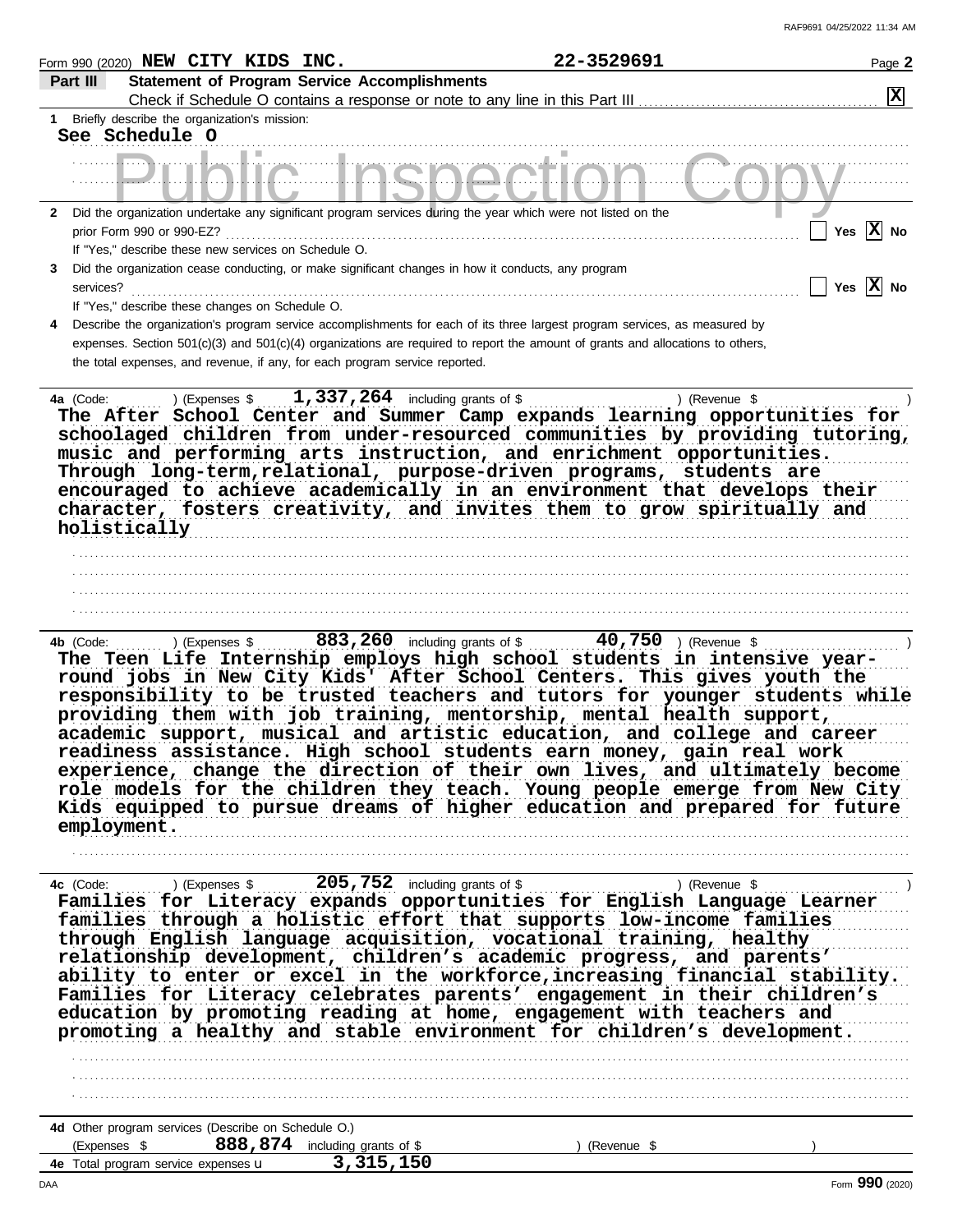Form 990 (2020) **NEW CITY KIDS INC.** **22-3529691** Page **2**

## Part III Statement of Program Service Accomplishments

Check if Schedule O contains a response or note to any line in this Part III ..... [X]

**1** Briefly describe the organization's mission:

**See Schedule O**

**2** Did the organization undertake any significant program services during the year which were not listed on the prior Form 990 or 990-EZ? ..... [ ] Yes [X] No

If "Yes," describe these new services on Schedule O.

**3** Did the organization cease conducting, or make significant changes in how it conducts, any program services? ..... [ ] Yes [X] No

If "Yes," describe these changes on Schedule O.

**4** Describe the organization's program service accomplishments for each of its three largest program services, as measured by expenses. Section 501(c)(3) and 501(c)(4) organizations are required to report the amount of grants and allocations to others, the total expenses, and revenue, if any, for each program service reported.

**4a** (Code: ) (Expenses $ **1,337,264** including grants of $ ) (Revenue $ )

**The After School Center and Summer Camp expands learning opportunities for schoolaged children from under-resourced communities by providing tutoring, music and performing arts instruction, and enrichment opportunities. Through long-term,relational, purpose-driven programs, students are encouraged to achieve academically in an environment that develops their character, fosters creativity, and invites them to grow spiritually and holistically**

**4b** (Code: ) (Expenses $ **883,260** including grants of $ **40,750** ) (Revenue $ )

**The Teen Life Internship employs high school students in intensive year-round jobs in New City Kids' After School Centers. This gives youth the responsibility to be trusted teachers and tutors for younger students while providing them with job training, mentorship, mental health support, academic support, musical and artistic education, and college and career readiness assistance. High school students earn money, gain real work experience, change the direction of their own lives, and ultimately become role models for the children they teach. Young people emerge from New City Kids equipped to pursue dreams of higher education and prepared for future employment.**

**4c** (Code: ) (Expenses $ **205,752** including grants of $ ) (Revenue $ )

**Families for Literacy expands opportunities for English Language Learner families through a holistic effort that supports low-income families through English language acquisition, vocational training, healthy relationship development, children's academic progress, and parents' ability to enter or excel in the workforce,increasing financial stability. Families for Literacy celebrates parents' engagement in their children's education by promoting reading at home, engagement with teachers and promoting a healthy and stable environment for children's development.**

**4d** Other program services (Describe on Schedule O.)

(Expenses $ **888,874** including grants of $ ) (Revenue $ )

**4e** Total program service expenses ▶ **3,315,150**

Form **990** (2020)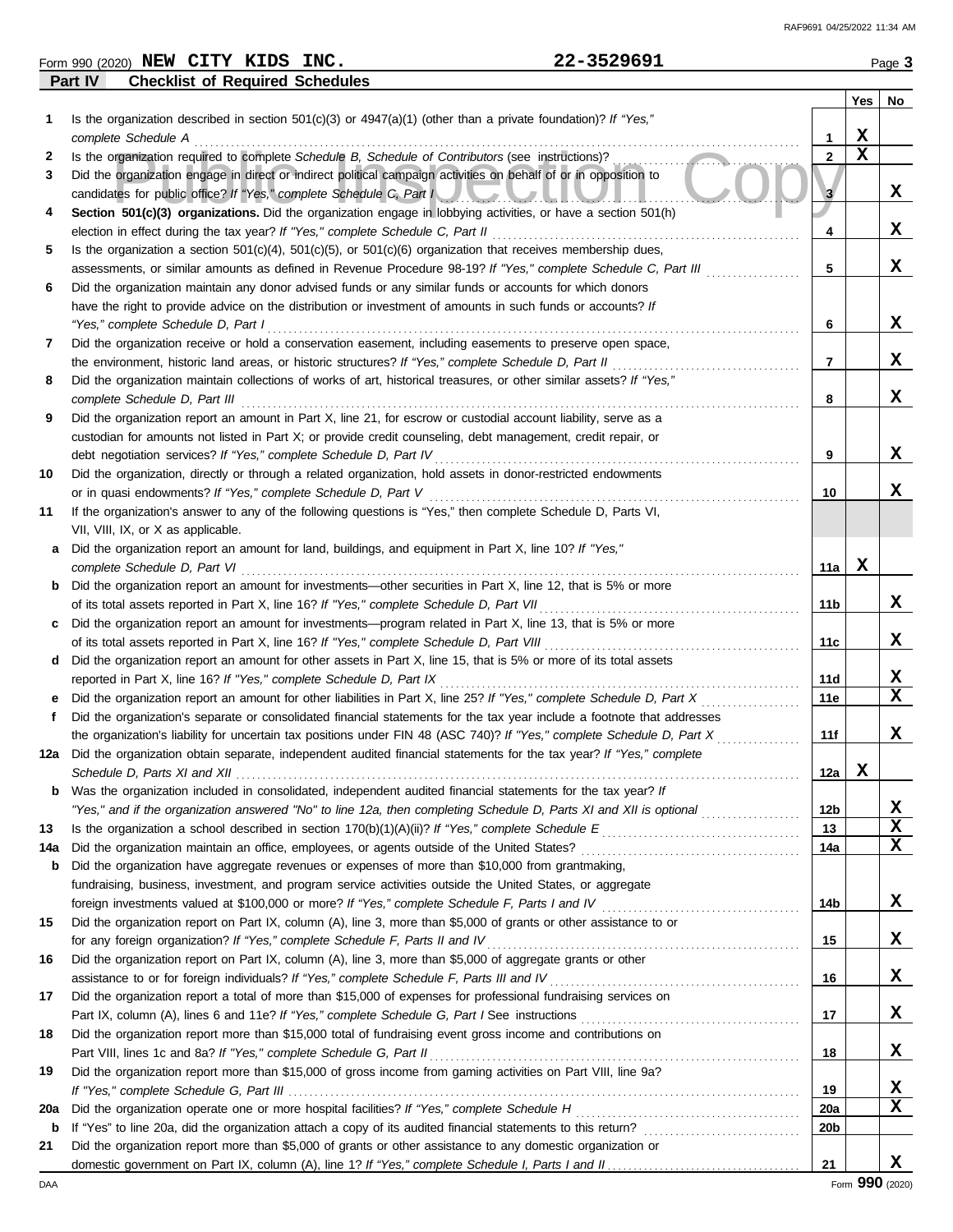Form 990 (2020) **NEW CITY KIDS INC.** **22-3529691** Page **3**

**Part IV Checklist of Required Schedules**

| | | | Yes | No |
|---|---|---|---|---|
| **1** | Is the organization described in section 501(c)(3) or 4947(a)(1) (other than a private foundation)? *If "Yes," complete Schedule A* | 1 | X | |
| **2** | Is the organization required to complete *Schedule B, Schedule of Contributors* (see instructions)? | 2 | X | |
| **3** | Did the organization engage in direct or indirect political campaign activities on behalf of or in opposition to candidates for public office? *If "Yes," complete Schedule C, Part I* | 3 | | X |
| **4** | **Section 501(c)(3) organizations.** Did the organization engage in lobbying activities, or have a section 501(h) election in effect during the tax year? *If "Yes," complete Schedule C, Part II* | 4 | | X |
| **5** | Is the organization a section 501(c)(4), 501(c)(5), or 501(c)(6) organization that receives membership dues, assessments, or similar amounts as defined in Revenue Procedure 98-19? *If "Yes," complete Schedule C, Part III* | 5 | | X |
| **6** | Did the organization maintain any donor advised funds or any similar funds or accounts for which donors have the right to provide advice on the distribution or investment of amounts in such funds or accounts? *If "Yes," complete Schedule D, Part I* | 6 | | X |
| **7** | Did the organization receive or hold a conservation easement, including easements to preserve open space, the environment, historic land areas, or historic structures? *If "Yes," complete Schedule D, Part II* | 7 | | X |
| **8** | Did the organization maintain collections of works of art, historical treasures, or other similar assets? *If "Yes," complete Schedule D, Part III* | 8 | | X |
| **9** | Did the organization report an amount in Part X, line 21, for escrow or custodial account liability, serve as a custodian for amounts not listed in Part X; or provide credit counseling, debt management, credit repair, or debt negotiation services? *If "Yes," complete Schedule D, Part IV* | 9 | | X |
| **10** | Did the organization, directly or through a related organization, hold assets in donor-restricted endowments or in quasi endowments? *If "Yes," complete Schedule D, Part V* | 10 | | X |
| **11** | If the organization's answer to any of the following questions is "Yes," then complete Schedule D, Parts VI, VII, VIII, IX, or X as applicable. | | | |
| **a** | Did the organization report an amount for land, buildings, and equipment in Part X, line 10? *If "Yes," complete Schedule D, Part VI* | 11a | X | |
| **b** | Did the organization report an amount for investments—other securities in Part X, line 12, that is 5% or more of its total assets reported in Part X, line 16? *If "Yes," complete Schedule D, Part VII* | 11b | | X |
| **c** | Did the organization report an amount for investments—program related in Part X, line 13, that is 5% or more of its total assets reported in Part X, line 16? *If "Yes," complete Schedule D, Part VIII* | 11c | | X |
| **d** | Did the organization report an amount for other assets in Part X, line 15, that is 5% or more of its total assets reported in Part X, line 16? *If "Yes," complete Schedule D, Part IX* | 11d | | X |
| **e** | Did the organization report an amount for other liabilities in Part X, line 25? *If "Yes," complete Schedule D, Part X* | 11e | | X |
| **f** | Did the organization's separate or consolidated financial statements for the tax year include a footnote that addresses the organization's liability for uncertain tax positions under FIN 48 (ASC 740)? *If "Yes," complete Schedule D, Part X* | 11f | | X |
| **12a** | Did the organization obtain separate, independent audited financial statements for the tax year? *If "Yes," complete Schedule D, Parts XI and XII* | 12a | X | |
| **b** | Was the organization included in consolidated, independent audited financial statements for the tax year? *If "Yes," and if the organization answered "No" to line 12a, then completing Schedule D, Parts XI and XII is optional* | 12b | | X |
| **13** | Is the organization a school described in section 170(b)(1)(A)(ii)? *If "Yes," complete Schedule E* | 13 | | X |
| **14a** | Did the organization maintain an office, employees, or agents outside of the United States? | 14a | | X |
| **b** | Did the organization have aggregate revenues or expenses of more than $10,000 from grantmaking, fundraising, business, investment, and program service activities outside the United States, or aggregate foreign investments valued at $100,000 or more? *If "Yes," complete Schedule F, Parts I and IV* | 14b | | X |
| **15** | Did the organization report on Part IX, column (A), line 3, more than $5,000 of grants or other assistance to or for any foreign organization? *If "Yes," complete Schedule F, Parts II and IV* | 15 | | X |
| **16** | Did the organization report on Part IX, column (A), line 3, more than $5,000 of aggregate grants or other assistance to or for foreign individuals? *If "Yes," complete Schedule F, Parts III and IV* | 16 | | X |
| **17** | Did the organization report a total of more than $15,000 of expenses for professional fundraising services on Part IX, column (A), lines 6 and 11e? *If "Yes," complete Schedule G, Part I* See instructions | 17 | | X |
| **18** | Did the organization report more than $15,000 total of fundraising event gross income and contributions on Part VIII, lines 1c and 8a? *If "Yes," complete Schedule G, Part II* | 18 | | X |
| **19** | Did the organization report more than $15,000 of gross income from gaming activities on Part VIII, line 9a? *If "Yes," complete Schedule G, Part III* | 19 | | X |
| **20a** | Did the organization operate one or more hospital facilities? *If "Yes," complete Schedule H* | 20a | | X |
| **b** | If "Yes" to line 20a, did the organization attach a copy of its audited financial statements to this return? | 20b | | |
| **21** | Did the organization report more than $5,000 of grants or other assistance to any domestic organization or domestic government on Part IX, column (A), line 1? *If "Yes," complete Schedule I, Parts I and II* | 21 | | X |

DAA Form **990** (2020)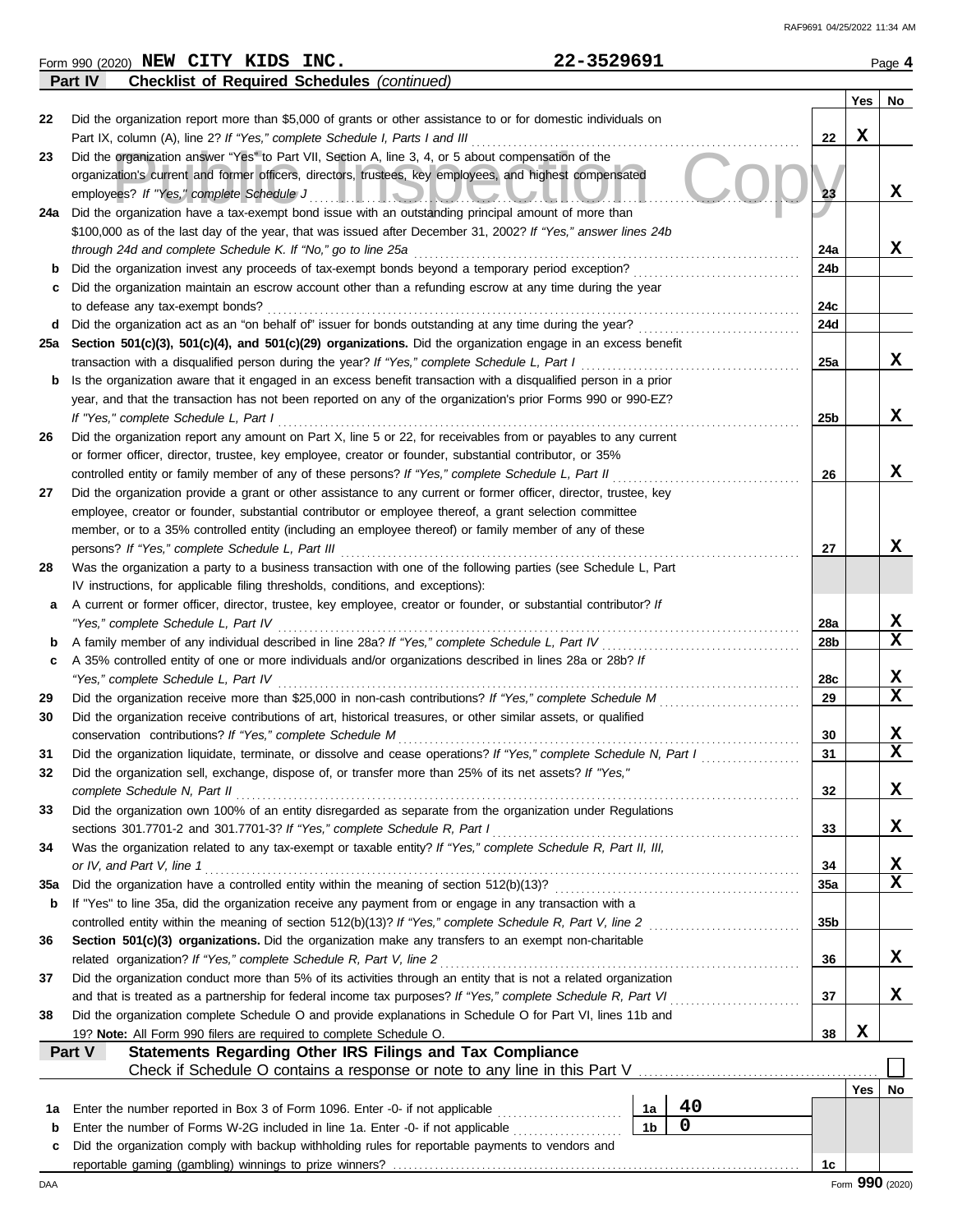Form 990 (2020) **NEW CITY KIDS INC.** 22-3529691 Page **4**

**Part IV Checklist of Required Schedules** *(continued)*

| | | | Yes | No |
|---|---|---|---|---|
| 22 | Did the organization report more than $5,000 of grants or other assistance to or for domestic individuals on Part IX, column (A), line 2? *If "Yes," complete Schedule I, Parts I and III* | 22 | X | |
| 23 | Did the organization answer "Yes" to Part VII, Section A, line 3, 4, or 5 about compensation of the organization's current and former officers, directors, trustees, key employees, and highest compensated employees? *If "Yes," complete Schedule J* | 23 | | X |
| 24a | Did the organization have a tax-exempt bond issue with an outstanding principal amount of more than $100,000 as of the last day of the year, that was issued after December 31, 2002? *If "Yes," answer lines 24b through 24d and complete Schedule K. If "No," go to line 25a* | 24a | | X |
| b | Did the organization invest any proceeds of tax-exempt bonds beyond a temporary period exception? | 24b | | |
| c | Did the organization maintain an escrow account other than a refunding escrow at any time during the year to defease any tax-exempt bonds? | 24c | | |
| d | Did the organization act as an "on behalf of" issuer for bonds outstanding at any time during the year? | 24d | | |
| 25a | **Section 501(c)(3), 501(c)(4), and 501(c)(29) organizations.** Did the organization engage in an excess benefit transaction with a disqualified person during the year? *If "Yes," complete Schedule L, Part I* | 25a | | X |
| b | Is the organization aware that it engaged in an excess benefit transaction with a disqualified person in a prior year, and that the transaction has not been reported on any of the organization's prior Forms 990 or 990-EZ? *If "Yes," complete Schedule L, Part I* | 25b | | X |
| 26 | Did the organization report any amount on Part X, line 5 or 22, for receivables from or payables to any current or former officer, director, trustee, key employee, creator or founder, substantial contributor, or 35% controlled entity or family member of any of these persons? *If "Yes," complete Schedule L, Part II* | 26 | | X |
| 27 | Did the organization provide a grant or other assistance to any current or former officer, director, trustee, key employee, creator or founder, substantial contributor or employee thereof, a grant selection committee member, or to a 35% controlled entity (including an employee thereof) or family member of any of these persons? *If "Yes," complete Schedule L, Part III* | 27 | | X |
| 28 | Was the organization a party to a business transaction with one of the following parties (see Schedule L, Part IV instructions, for applicable filing thresholds, conditions, and exceptions): | | | |
| a | A current or former officer, director, trustee, key employee, creator or founder, or substantial contributor? *If "Yes," complete Schedule L, Part IV* | 28a | | X |
| b | A family member of any individual described in line 28a? *If "Yes," complete Schedule L, Part IV* | 28b | | X |
| c | A 35% controlled entity of one or more individuals and/or organizations described in lines 28a or 28b? *If "Yes," complete Schedule L, Part IV* | 28c | | X |
| 29 | Did the organization receive more than $25,000 in non-cash contributions? *If "Yes," complete Schedule M* | 29 | | X |
| 30 | Did the organization receive contributions of art, historical treasures, or other similar assets, or qualified conservation contributions? *If "Yes," complete Schedule M* | 30 | | X |
| 31 | Did the organization liquidate, terminate, or dissolve and cease operations? *If "Yes," complete Schedule N, Part I* | 31 | | X |
| 32 | Did the organization sell, exchange, dispose of, or transfer more than 25% of its net assets? *If "Yes," complete Schedule N, Part II* | 32 | | X |
| 33 | Did the organization own 100% of an entity disregarded as separate from the organization under Regulations sections 301.7701-2 and 301.7701-3? *If "Yes," complete Schedule R, Part I* | 33 | | X |
| 34 | Was the organization related to any tax-exempt or taxable entity? *If "Yes," complete Schedule R, Part II, III, or IV, and Part V, line 1* | 34 | | X |
| 35a | Did the organization have a controlled entity within the meaning of section 512(b)(13)? | 35a | | X |
| b | If "Yes" to line 35a, did the organization receive any payment from or engage in any transaction with a controlled entity within the meaning of section 512(b)(13)? *If "Yes," complete Schedule R, Part V, line 2* | 35b | | |
| 36 | **Section 501(c)(3) organizations.** Did the organization make any transfers to an exempt non-charitable related organization? *If "Yes," complete Schedule R, Part V, line 2* | 36 | | X |
| 37 | Did the organization conduct more than 5% of its activities through an entity that is not a related organization and that is treated as a partnership for federal income tax purposes? *If "Yes," complete Schedule R, Part VI* | 37 | | X |
| 38 | Did the organization complete Schedule O and provide explanations in Schedule O for Part VI, lines 11b and 19? **Note:** All Form 990 filers are required to complete Schedule O. | 38 | X | |

**Part V Statements Regarding Other IRS Filings and Tax Compliance**

Check if Schedule O contains a response or note to any line in this Part V ☐

| | | | | | Yes | No |
|---|---|---|---|---|---|---|
| 1a | Enter the number reported in Box 3 of Form 1096. Enter -0- if not applicable | 1a | 40 | | | |
| b | Enter the number of Forms W-2G included in line 1a. Enter -0- if not applicable | 1b | 0 | | | |
| c | Did the organization comply with backup withholding rules for reportable payments to vendors and reportable gaming (gambling) winnings to prize winners? | | | 1c | | |

Form **990** (2020)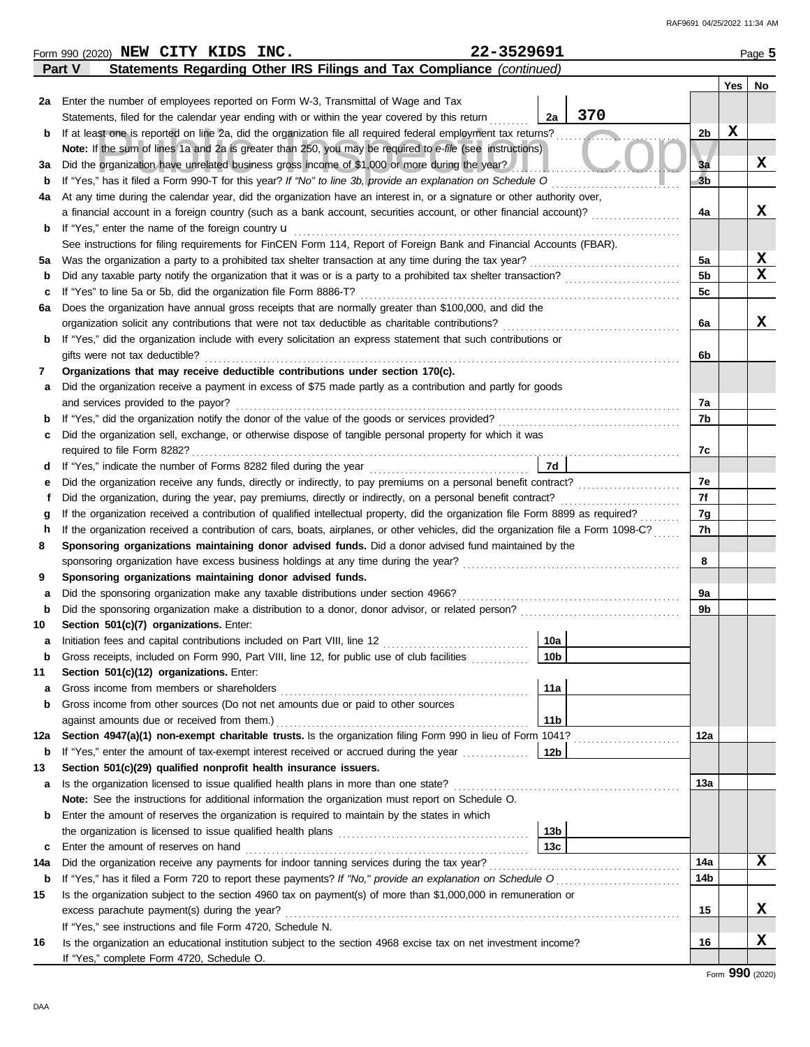Form 990 (2020) **NEW CITY KIDS INC.** **22-3529691** Page **5**

## Part V Statements Regarding Other IRS Filings and Tax Compliance *(continued)*

| | | | | | Yes | No |
|---|---|---|---|---|---|---|
| **2a** | Enter the number of employees reported on Form W-3, Transmittal of Wage and Tax Statements, filed for the calendar year ending with or within the year covered by this return | 2a | 370 | | | |
| **b** | If at least one is reported on line 2a, did the organization file all required federal employment tax returns? | | | 2b | X | |
| | **Note:** If the sum of lines 1a and 2a is greater than 250, you may be required to *e-file* (see instructions) | | | | | |
| **3a** | Did the organization have unrelated business gross income of $1,000 or more during the year? | | | 3a | | X |
| **b** | If "Yes," has it filed a Form 990-T for this year? *If "No" to line 3b, provide an explanation on Schedule O* | | | 3b | | |
| **4a** | At any time during the calendar year, did the organization have an interest in, or a signature or other authority over, a financial account in a foreign country (such as a bank account, securities account, or other financial account)? | | | 4a | | X |
| **b** | If "Yes," enter the name of the foreign country u | | | | | |
| | See instructions for filing requirements for FinCEN Form 114, Report of Foreign Bank and Financial Accounts (FBAR). | | | | | |
| **5a** | Was the organization a party to a prohibited tax shelter transaction at any time during the tax year? | | | 5a | | X |
| **b** | Did any taxable party notify the organization that it was or is a party to a prohibited tax shelter transaction? | | | 5b | | X |
| **c** | If "Yes" to line 5a or 5b, did the organization file Form 8886-T? | | | 5c | | |
| **6a** | Does the organization have annual gross receipts that are normally greater than $100,000, and did the organization solicit any contributions that were not tax deductible as charitable contributions? | | | 6a | | X |
| **b** | If "Yes," did the organization include with every solicitation an express statement that such contributions or gifts were not tax deductible? | | | 6b | | |
| **7** | **Organizations that may receive deductible contributions under section 170(c).** | | | | | |
| **a** | Did the organization receive a payment in excess of $75 made partly as a contribution and partly for goods and services provided to the payor? | | | 7a | | |
| **b** | If "Yes," did the organization notify the donor of the value of the goods or services provided? | | | 7b | | |
| **c** | Did the organization sell, exchange, or otherwise dispose of tangible personal property for which it was required to file Form 8282? | | | 7c | | |
| **d** | If "Yes," indicate the number of Forms 8282 filed during the year | 7d | | | | |
| **e** | Did the organization receive any funds, directly or indirectly, to pay premiums on a personal benefit contract? | | | 7e | | |
| **f** | Did the organization, during the year, pay premiums, directly or indirectly, on a personal benefit contract? | | | 7f | | |
| **g** | If the organization received a contribution of qualified intellectual property, did the organization file Form 8899 as required? | | | 7g | | |
| **h** | If the organization received a contribution of cars, boats, airplanes, or other vehicles, did the organization file a Form 1098-C? | | | 7h | | |
| **8** | **Sponsoring organizations maintaining donor advised funds.** Did a donor advised fund maintained by the sponsoring organization have excess business holdings at any time during the year? | | | 8 | | |
| **9** | **Sponsoring organizations maintaining donor advised funds.** | | | | | |
| **a** | Did the sponsoring organization make any taxable distributions under section 4966? | | | 9a | | |
| **b** | Did the sponsoring organization make a distribution to a donor, donor advisor, or related person? | | | 9b | | |
| **10** | **Section 501(c)(7) organizations.** Enter: | | | | | |
| **a** | Initiation fees and capital contributions included on Part VIII, line 12 | 10a | | | | |
| **b** | Gross receipts, included on Form 990, Part VIII, line 12, for public use of club facilities | 10b | | | | |
| **11** | **Section 501(c)(12) organizations.** Enter: | | | | | |
| **a** | Gross income from members or shareholders | 11a | | | | |
| **b** | Gross income from other sources (Do not net amounts due or paid to other sources against amounts due or received from them.) | 11b | | | | |
| **12a** | **Section 4947(a)(1) non-exempt charitable trusts.** Is the organization filing Form 990 in lieu of Form 1041? | | | 12a | | |
| **b** | If "Yes," enter the amount of tax-exempt interest received or accrued during the year | 12b | | | | |
| **13** | **Section 501(c)(29) qualified nonprofit health insurance issuers.** | | | | | |
| **a** | Is the organization licensed to issue qualified health plans in more than one state? | | | 13a | | |
| | **Note:** See the instructions for additional information the organization must report on Schedule O. | | | | | |
| **b** | Enter the amount of reserves the organization is required to maintain by the states in which the organization is licensed to issue qualified health plans | 13b | | | | |
| **c** | Enter the amount of reserves on hand | 13c | | | | |
| **14a** | Did the organization receive any payments for indoor tanning services during the tax year? | | | 14a | | X |
| **b** | If "Yes," has it filed a Form 720 to report these payments? *If "No," provide an explanation on Schedule O* | | | 14b | | |
| **15** | Is the organization subject to the section 4960 tax on payment(s) of more than $1,000,000 in remuneration or excess parachute payment(s) during the year? | | | 15 | | X |
| | If "Yes," see instructions and file Form 4720, Schedule N. | | | | | |
| **16** | Is the organization an educational institution subject to the section 4968 excise tax on net investment income? | | | 16 | | X |
| | If "Yes," complete Form 4720, Schedule O. | | | | | |

Form **990** (2020)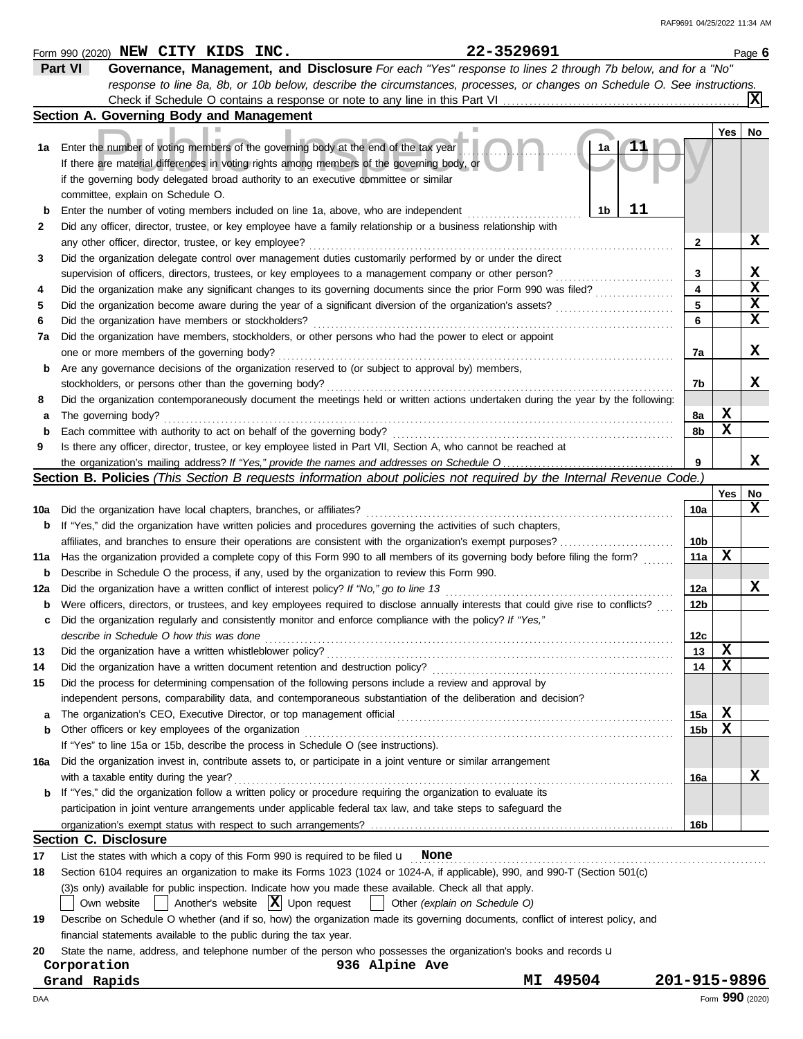Form 990 (2020) **NEW CITY KIDS INC.** **22-3529691** Page **6**

## Part VI Governance, Management, and Disclosure

*For each "Yes" response to lines 2 through 7b below, and for a "No" response to line 8a, 8b, or 10b below, describe the circumstances, processes, or changes on Schedule O. See instructions.*

Check if Schedule O contains a response or note to any line in this Part VI ..... [X]

### Section A. Governing Body and Management

| | | Line | Yes | No |
|---|---|---|---|---|
| **1a** | Enter the number of voting members of the governing body at the end of the tax year ..... **1a** **11**. If there are material differences in voting rights among members of the governing body, or if the governing body delegated broad authority to an executive committee or similar committee, explain on Schedule O. | | | |
| **b** | Enter the number of voting members included on line 1a, above, who are independent ..... **1b** **11** | | | |
| **2** | Did any officer, director, trustee, or key employee have a family relationship or a business relationship with any other officer, director, trustee, or key employee? | 2 | | X |
| **3** | Did the organization delegate control over management duties customarily performed by or under the direct supervision of officers, directors, trustees, or key employees to a management company or other person? | 3 | | X |
| **4** | Did the organization make any significant changes to its governing documents since the prior Form 990 was filed? | 4 | | X |
| **5** | Did the organization become aware during the year of a significant diversion of the organization's assets? | 5 | | X |
| **6** | Did the organization have members or stockholders? | 6 | | X |
| **7a** | Did the organization have members, stockholders, or other persons who had the power to elect or appoint one or more members of the governing body? | 7a | | X |
| **b** | Are any governance decisions of the organization reserved to (or subject to approval by) members, stockholders, or persons other than the governing body? | 7b | | X |
| **8** | Did the organization contemporaneously document the meetings held or written actions undertaken during the year by the following: | | | |
| **a** | The governing body? | 8a | X | |
| **b** | Each committee with authority to act on behalf of the governing body? | 8b | X | |
| **9** | Is there any officer, director, trustee, or key employee listed in Part VII, Section A, who cannot be reached at the organization's mailing address? *If "Yes," provide the names and addresses on Schedule O* | 9 | | X |

### Section B. Policies *(This Section B requests information about policies not required by the Internal Revenue Code.)*

| | | Line | Yes | No |
|---|---|---|---|---|
| **10a** | Did the organization have local chapters, branches, or affiliates? | 10a | | X |
| **b** | If "Yes," did the organization have written policies and procedures governing the activities of such chapters, affiliates, and branches to ensure their operations are consistent with the organization's exempt purposes? | 10b | | |
| **11a** | Has the organization provided a complete copy of this Form 990 to all members of its governing body before filing the form? | 11a | X | |
| **b** | Describe in Schedule O the process, if any, used by the organization to review this Form 990. | | | |
| **12a** | Did the organization have a written conflict of interest policy? *If "No," go to line 13* | 12a | | X |
| **b** | Were officers, directors, or trustees, and key employees required to disclose annually interests that could give rise to conflicts? | 12b | | |
| **c** | Did the organization regularly and consistently monitor and enforce compliance with the policy? *If "Yes," describe in Schedule O how this was done* | 12c | | |
| **13** | Did the organization have a written whistleblower policy? | 13 | X | |
| **14** | Did the organization have a written document retention and destruction policy? | 14 | X | |
| **15** | Did the process for determining compensation of the following persons include a review and approval by independent persons, comparability data, and contemporaneous substantiation of the deliberation and decision? | | | |
| **a** | The organization's CEO, Executive Director, or top management official | 15a | X | |
| **b** | Other officers or key employees of the organization | 15b | X | |
| | If "Yes" to line 15a or 15b, describe the process in Schedule O (see instructions). | | | |
| **16a** | Did the organization invest in, contribute assets to, or participate in a joint venture or similar arrangement with a taxable entity during the year? | 16a | | X |
| **b** | If "Yes," did the organization follow a written policy or procedure requiring the organization to evaluate its participation in joint venture arrangements under applicable federal tax law, and take steps to safeguard the organization's exempt status with respect to such arrangements? | 16b | | |

### Section C. Disclosure

**17** List the states with which a copy of this Form 990 is required to be filed u **None**

**18** Section 6104 requires an organization to make its Forms 1023 (1024 or 1024-A, if applicable), 990, and 990-T (Section 501(c)(3)s only) available for public inspection. Indicate how you made these available. Check all that apply.

[ ] Own website [ ] Another's website [X] Upon request [ ] Other *(explain on Schedule O)*

**19** Describe on Schedule O whether (and if so, how) the organization made its governing documents, conflict of interest policy, and financial statements available to the public during the tax year.

**20** State the name, address, and telephone number of the person who possesses the organization's books and records u

**Corporation** **936 Alpine Ave**
**Grand Rapids** **MI 49504** **201-915-9896**

DAA Form **990** (2020)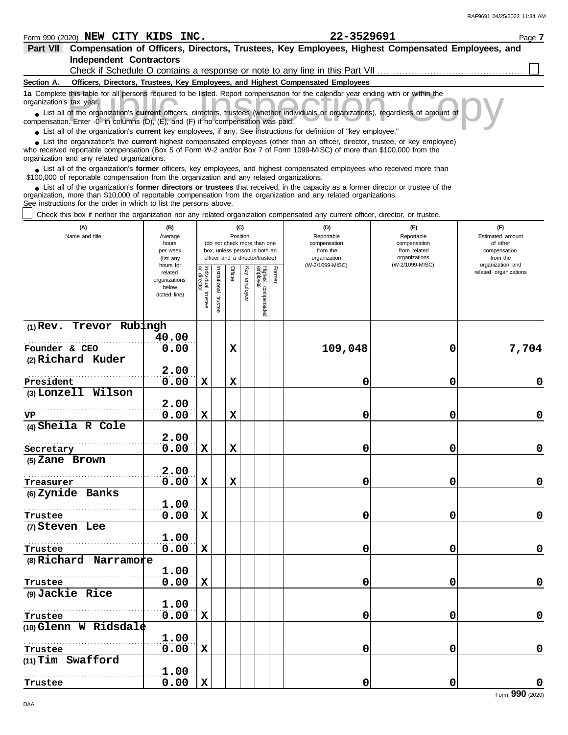Form 990 (2020) **NEW CITY KIDS INC.** **22-3529691** Page **7**

## Part VII Compensation of Officers, Directors, Trustees, Key Employees, Highest Compensated Employees, and Independent Contractors

Check if Schedule O contains a response or note to any line in this Part VII ☐

### Section A. Officers, Directors, Trustees, Key Employees, and Highest Compensated Employees

**1a** Complete this table for all persons required to be listed. Report compensation for the calendar year ending with or within the organization's tax year.

- List all of the organization's **current** officers, directors, trustees (whether individuals or organizations), regardless of amount of compensation. Enter -0- in columns (D), (E), and (F) if no compensation was paid.
- List all of the organization's **current** key employees, if any. See instructions for definition of "key employee."
- List the organization's five **current** highest compensated employees (other than an officer, director, trustee, or key employee) who received reportable compensation (Box 5 of Form W-2 and/or Box 7 of Form 1099-MISC) of more than $100,000 from the organization and any related organizations.
- List all of the organization's **former** officers, key employees, and highest compensated employees who received more than $100,000 of reportable compensation from the organization and any related organizations.
- List all of the organization's **former directors or trustees** that received, in the capacity as a former director or trustee of the organization, more than $10,000 of reportable compensation from the organization and any related organizations.

See instructions for the order in which to list the persons above.

☐ Check this box if neither the organization nor any related organization compensated any current officer, director, or trustee.

| (A) Name and title | (B) Average hours per week (list any hours for related organizations below dotted line) | (C) Position: Individual trustee or director | Institutional trustee | Officer | Key employee | Highest compensated employee | Former | (D) Reportable compensation from the organization (W-2/1099-MISC) | (E) Reportable compensation from related organizations (W-2/1099-MISC) | (F) Estimated amount of other compensation from the organization and related organizations |
|---|---|---|---|---|---|---|---|---|---|---|
| (1) Rev. Trevor Rubingh<br>Founder & CEO | 40.00<br>0.00 | | | X | | | | 109,048 | 0 | 7,704 |
| (2) Richard Kuder<br>President | 2.00<br>0.00 | X | | X | | | | 0 | 0 | 0 |
| (3) Lonzell Wilson<br>VP | 2.00<br>0.00 | X | | X | | | | 0 | 0 | 0 |
| (4) Sheila R Cole<br>Secretary | 2.00<br>0.00 | X | | X | | | | 0 | 0 | 0 |
| (5) Zane Brown<br>Treasurer | 2.00<br>0.00 | X | | X | | | | 0 | 0 | 0 |
| (6) Zynide Banks<br>Trustee | 1.00<br>0.00 | X | | | | | | 0 | 0 | 0 |
| (7) Steven Lee<br>Trustee | 1.00<br>0.00 | X | | | | | | 0 | 0 | 0 |
| (8) Richard Narramore<br>Trustee | 1.00<br>0.00 | X | | | | | | 0 | 0 | 0 |
| (9) Jackie Rice<br>Trustee | 1.00<br>0.00 | X | | | | | | 0 | 0 | 0 |
| (10) Glenn W Ridsdale<br>Trustee | 1.00<br>0.00 | X | | | | | | 0 | 0 | 0 |
| (11) Tim Swafford<br>Trustee | 1.00<br>0.00 | X | | | | | | 0 | 0 | 0 |

Form **990** (2020)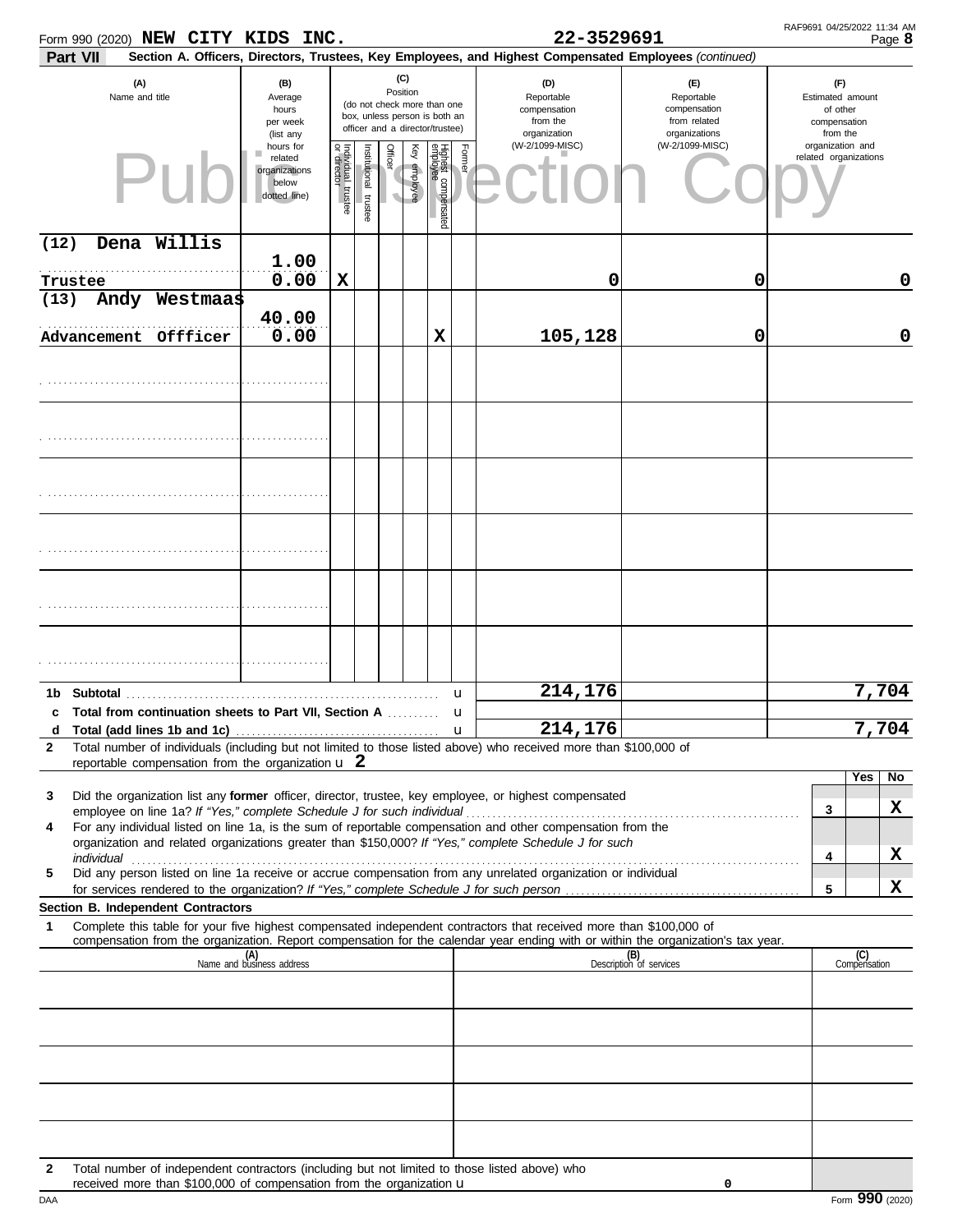Form 990 (2020) **NEW CITY KIDS INC.** **22-3529691** Page **8**

**Part VII** **Section A. Officers, Directors, Trustees, Key Employees, and Highest Compensated Employees** *(continued)*

| (A) Name and title | (B) Average hours per week (list any hours for related organizations below dotted line) | (C) Position: Individual trustee or director | Institutional trustee | Officer | Key employee | Highest compensated employee | Former | (D) Reportable compensation from the organization (W-2/1099-MISC) | (E) Reportable compensation from related organizations (W-2/1099-MISC) | (F) Estimated amount of other compensation from the organization and related organizations |
|---|---|---|---|---|---|---|---|---|---|---|
| (12) Dena Willis<br>Trustee | 1.00<br>0.00 | X | | | | | | 0 | 0 | 0 |
| (13) Andy Westmaas<br>Advancement Offficer | 40.00<br>0.00 | | | | | X | | 105,128 | 0 | 0 |
| | | | | | | | | | | |
| | | | | | | | | | | |
| | | | | | | | | | | |
| | | | | | | | | | | |
| | | | | | | | | | | |
| | | | | | | | | | | |

| | | (D) | (E) | (F) |
|---|---|---|---|---|
| **1b** | **Subtotal** u | 214,176 | | 7,704 |
| **c** | **Total from continuation sheets to Part VII, Section A** u | | | |
| **d** | **Total (add lines 1b and 1c)** u | 214,176 | | 7,704 |

**2** Total number of individuals (including but not limited to those listed above) who received more than $100,000 of reportable compensation from the organization u **2**

| | | | Yes | No |
|---|---|---|---|---|
| **3** | Did the organization list any **former** officer, director, trustee, key employee, or highest compensated employee on line 1a? *If "Yes," complete Schedule J for such individual* | 3 | | X |
| **4** | For any individual listed on line 1a, is the sum of reportable compensation and other compensation from the organization and related organizations greater than $150,000? *If "Yes," complete Schedule J for such individual* | 4 | | X |
| **5** | Did any person listed on line 1a receive or accrue compensation from any unrelated organization or individual for services rendered to the organization? *If "Yes," complete Schedule J for such person* | 5 | | X |

**Section B. Independent Contractors**

**1** Complete this table for your five highest compensated independent contractors that received more than $100,000 of compensation from the organization. Report compensation for the calendar year ending with or within the organization's tax year.

| (A) Name and business address | (B) Description of services | (C) Compensation |
|---|---|---|
| | | |
| | | |
| | | |
| | | |
| | | |

**2** Total number of independent contractors (including but not limited to those listed above) who received more than $100,000 of compensation from the organization u 0

Form **990** (2020)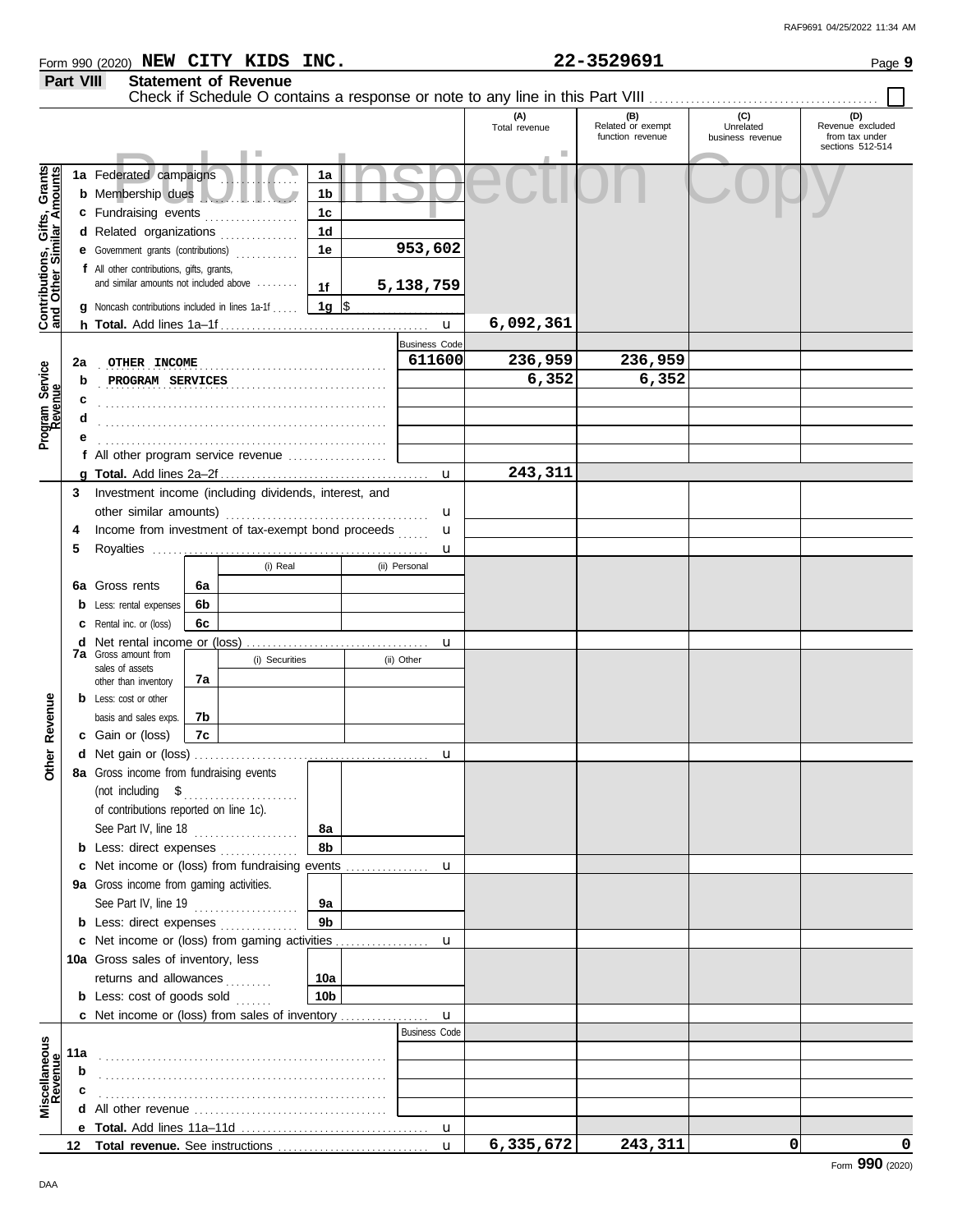Form 990 (2020) **NEW CITY KIDS INC.** **22-3529691** Page **9**

**Part VIII Statement of Revenue**

Check if Schedule O contains a response or note to any line in this Part VIII ☐

| | | | | (A) Total revenue | (B) Related or exempt function revenue | (C) Unrelated business revenue | (D) Revenue excluded from tax under sections 512-514 |
|---|---|---|---|---|---|---|---|
| **Contributions, Gifts, Grants and Other Similar Amounts** | 1a Federated campaigns | 1a | | | | | |
| | b Membership dues | 1b | | | | | |
| | c Fundraising events | 1c | | | | | |
| | d Related organizations | 1d | | | | | |
| | e Government grants (contributions) | 1e | 953,602 | | | | |
| | f All other contributions, gifts, grants, and similar amounts not included above | 1f | 5,138,759 | | | | |
| | g Noncash contributions included in lines 1a-1f | 1g | $ | | | | |
| | h **Total.** Add lines 1a–1f | | u | 6,092,361 | | | |
| **Program Service Revenue** | | | Business Code | | | | |
| | 2a OTHER INCOME | | 611600 | 236,959 | 236,959 | | |
| | b PROGRAM SERVICES | | | 6,352 | 6,352 | | |
| | c | | | | | | |
| | d | | | | | | |
| | e | | | | | | |
| | f All other program service revenue | | | | | | |
| | g **Total.** Add lines 2a–2f | | u | 243,311 | | | |
| **Other Revenue** | 3 Investment income (including dividends, interest, and other similar amounts) | | u | | | | |
| | 4 Income from investment of tax-exempt bond proceeds | | u | | | | |
| | 5 Royalties | | u | | | | |
| | | (i) Real | (ii) Personal | | | | |
| | 6a Gross rents 6a | | | | | | |
| | b Less: rental expenses 6b | | | | | | |
| | c Rental inc. or (loss) 6c | | | | | | |
| | d Net rental income or (loss) | | u | | | | |
| | | (i) Securities | (ii) Other | | | | |
| | 7a Gross amount from sales of assets other than inventory 7a | | | | | | |
| | b Less: cost or other basis and sales exps. 7b | | | | | | |
| | c Gain or (loss) 7c | | | | | | |
| | d Net gain or (loss) | | u | | | | |
| | 8a Gross income from fundraising events (not including $ of contributions reported on line 1c). See Part IV, line 18 | 8a | | | | | |
| | b Less: direct expenses | 8b | | | | | |
| | c Net income or (loss) from fundraising events | | u | | | | |
| | 9a Gross income from gaming activities. See Part IV, line 19 | 9a | | | | | |
| | b Less: direct expenses | 9b | | | | | |
| | c Net income or (loss) from gaming activities | | u | | | | |
| | 10a Gross sales of inventory, less returns and allowances | 10a | | | | | |
| | b Less: cost of goods sold | 10b | | | | | |
| | c Net income or (loss) from sales of inventory | | u | | | | |
| **Miscellaneous Revenue** | | | Business Code | | | | |
| | 11a | | | | | | |
| | b | | | | | | |
| | c | | | | | | |
| | d All other revenue | | | | | | |
| | e **Total.** Add lines 11a–11d | | u | | | | |
| | 12 **Total revenue.** See instructions | | u | 6,335,672 | 243,311 | 0 | 0 |

Form **990** (2020)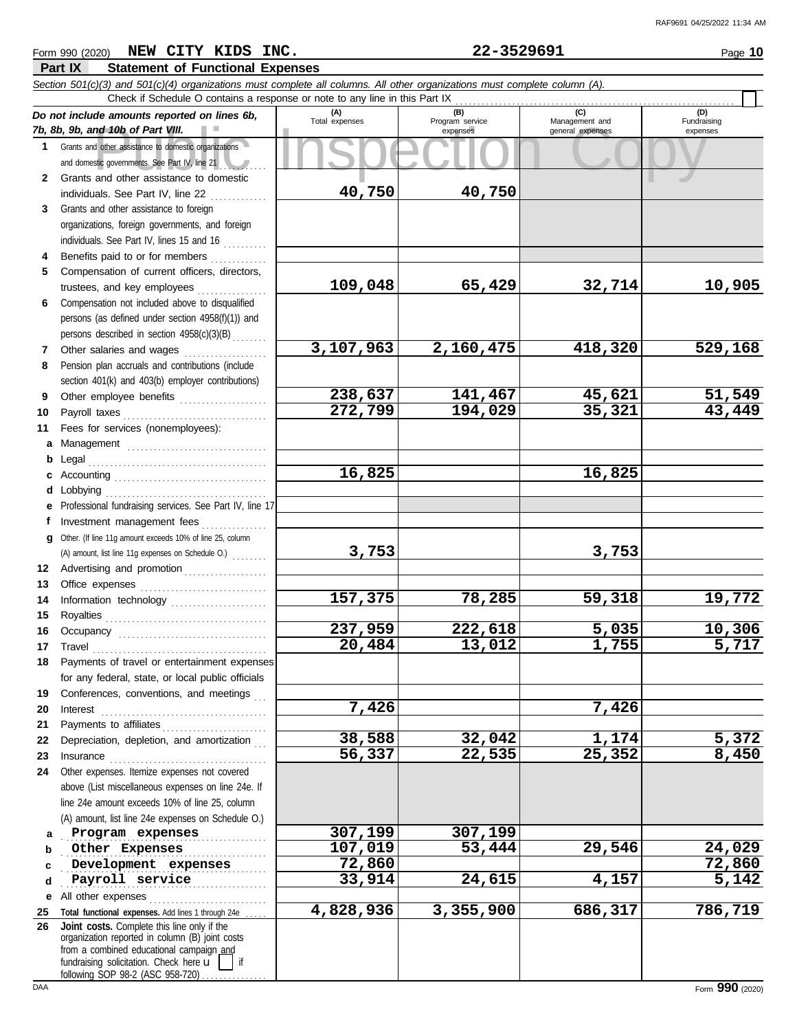Form 990 (2020) **NEW CITY KIDS INC.** **22-3529691**

## Part IX Statement of Functional Expenses

*Section 501(c)(3) and 501(c)(4) organizations must complete all columns. All other organizations must complete column (A).*

Check if Schedule O contains a response or note to any line in this Part IX

| *Do not include amounts reported on lines 6b, 7b, 8b, 9b, and 10b of Part VIII.* | (A) Total expenses | (B) Program service expenses | (C) Management and general expenses | (D) Fundraising expenses |
|---|---|---|---|---|
| **1** Grants and other assistance to domestic organizations and domestic governments. See Part IV, line 21 | | | | |
| **2** Grants and other assistance to domestic individuals. See Part IV, line 22 | 40,750 | 40,750 | | |
| **3** Grants and other assistance to foreign organizations, foreign governments, and foreign individuals. See Part IV, lines 15 and 16 | | | | |
| **4** Benefits paid to or for members | | | | |
| **5** Compensation of current officers, directors, trustees, and key employees | 109,048 | 65,429 | 32,714 | 10,905 |
| **6** Compensation not included above to disqualified persons (as defined under section 4958(f)(1)) and persons described in section 4958(c)(3)(B) | | | | |
| **7** Other salaries and wages | 3,107,963 | 2,160,475 | 418,320 | 529,168 |
| **8** Pension plan accruals and contributions (include section 401(k) and 403(b) employer contributions) | | | | |
| **9** Other employee benefits | 238,637 | 141,467 | 45,621 | 51,549 |
| **10** Payroll taxes | 272,799 | 194,029 | 35,321 | 43,449 |
| **11** Fees for services (nonemployees): | | | | |
| **a** Management | | | | |
| **b** Legal | | | | |
| **c** Accounting | 16,825 | | 16,825 | |
| **d** Lobbying | | | | |
| **e** Professional fundraising services. See Part IV, line 17 | | | | |
| **f** Investment management fees | | | | |
| **g** Other. (If line 11g amount exceeds 10% of line 25, column (A) amount, list line 11g expenses on Schedule O.) | 3,753 | | 3,753 | |
| **12** Advertising and promotion | | | | |
| **13** Office expenses | | | | |
| **14** Information technology | 157,375 | 78,285 | 59,318 | 19,772 |
| **15** Royalties | | | | |
| **16** Occupancy | 237,959 | 222,618 | 5,035 | 10,306 |
| **17** Travel | 20,484 | 13,012 | 1,755 | 5,717 |
| **18** Payments of travel or entertainment expenses for any federal, state, or local public officials | | | | |
| **19** Conferences, conventions, and meetings | | | | |
| **20** Interest | 7,426 | | 7,426 | |
| **21** Payments to affiliates | | | | |
| **22** Depreciation, depletion, and amortization | 38,588 | 32,042 | 1,174 | 5,372 |
| **23** Insurance | 56,337 | 22,535 | 25,352 | 8,450 |
| **24** Other expenses. Itemize expenses not covered above (List miscellaneous expenses on line 24e. If line 24e amount exceeds 10% of line 25, column (A) amount, list line 24e expenses on Schedule O.) | | | | |
| **a** Program expenses | 307,199 | 307,199 | | |
| **b** Other Expenses | 107,019 | 53,444 | 29,546 | 24,029 |
| **c** Development expenses | 72,860 | | | 72,860 |
| **d** Payroll service | 33,914 | 24,615 | 4,157 | 5,142 |
| **e** All other expenses | | | | |
| **25** **Total functional expenses.** Add lines 1 through 24e | 4,828,936 | 3,355,900 | 686,317 | 786,719 |
| **26** **Joint costs.** Complete this line only if the organization reported in column (B) joint costs from a combined educational campaign and fundraising solicitation. Check here ☐ if following SOP 98-2 (ASC 958-720) | | | | |

Form **990** (2020)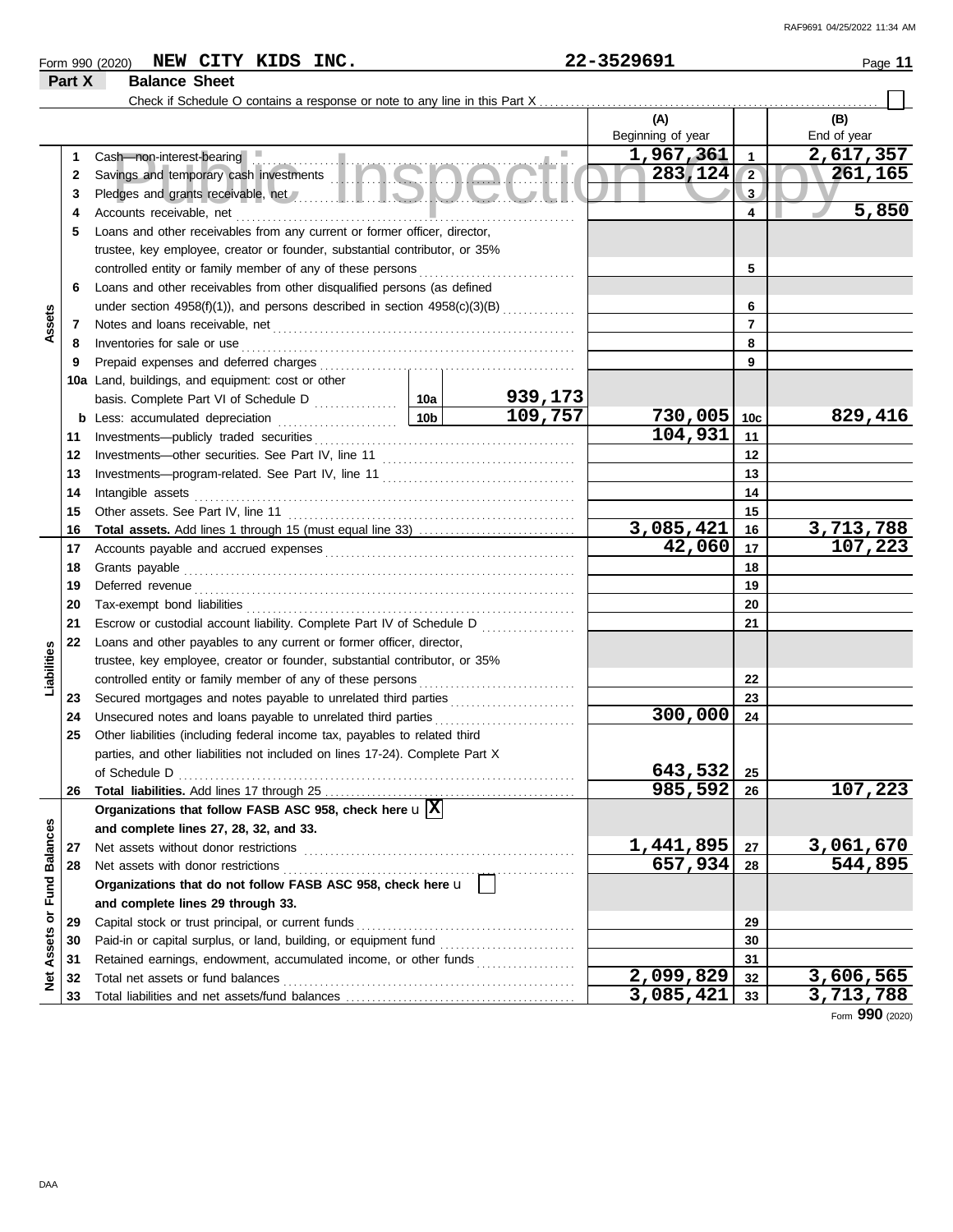Form 990 (2020) **NEW CITY KIDS INC.** **22-3529691** Page **11**

## Part X Balance Sheet

Check if Schedule O contains a response or note to any line in this Part X

| | | | | | (A) Beginning of year | | (B) End of year |
|---|---|---|---|---|---|---|---|
| **Assets** | 1 | Cash—non-interest-bearing | | | 1,967,361 | 1 | 2,617,357 |
| | 2 | Savings and temporary cash investments | | | 283,124 | 2 | 261,165 |
| | 3 | Pledges and grants receivable, net | | | | 3 | |
| | 4 | Accounts receivable, net | | | | 4 | 5,850 |
| | 5 | Loans and other receivables from any current or former officer, director, trustee, key employee, creator or founder, substantial contributor, or 35% controlled entity or family member of any of these persons | | | | 5 | |
| | 6 | Loans and other receivables from other disqualified persons (as defined under section 4958(f)(1)), and persons described in section 4958(c)(3)(B) | | | | 6 | |
| | 7 | Notes and loans receivable, net | | | | 7 | |
| | 8 | Inventories for sale or use | | | | 8 | |
| | 9 | Prepaid expenses and deferred charges | | | | 9 | |
| | 10a | Land, buildings, and equipment: cost or other basis. Complete Part VI of Schedule D | 10a | 939,173 | | | |
| | b | Less: accumulated depreciation | 10b | 109,757 | 730,005 | 10c | 829,416 |
| | 11 | Investments—publicly traded securities | | | 104,931 | 11 | |
| | 12 | Investments—other securities. See Part IV, line 11 | | | | 12 | |
| | 13 | Investments—program-related. See Part IV, line 11 | | | | 13 | |
| | 14 | Intangible assets | | | | 14 | |
| | 15 | Other assets. See Part IV, line 11 | | | | 15 | |
| | 16 | **Total assets.** Add lines 1 through 15 (must equal line 33) | | | 3,085,421 | 16 | 3,713,788 |
| **Liabilities** | 17 | Accounts payable and accrued expenses | | | 42,060 | 17 | 107,223 |
| | 18 | Grants payable | | | | 18 | |
| | 19 | Deferred revenue | | | | 19 | |
| | 20 | Tax-exempt bond liabilities | | | | 20 | |
| | 21 | Escrow or custodial account liability. Complete Part IV of Schedule D | | | | 21 | |
| | 22 | Loans and other payables to any current or former officer, director, trustee, key employee, creator or founder, substantial contributor, or 35% controlled entity or family member of any of these persons | | | | 22 | |
| | 23 | Secured mortgages and notes payable to unrelated third parties | | | | 23 | |
| | 24 | Unsecured notes and loans payable to unrelated third parties | | | 300,000 | 24 | |
| | 25 | Other liabilities (including federal income tax, payables to related third parties, and other liabilities not included on lines 17-24). Complete Part X of Schedule D | | | 643,532 | 25 | |
| | 26 | **Total liabilities.** Add lines 17 through 25 | | | 985,592 | 26 | 107,223 |
| **Net Assets or Fund Balances** | | **Organizations that follow FASB ASC 958, check here** [X] **and complete lines 27, 28, 32, and 33.** | | | | | |
| | 27 | Net assets without donor restrictions | | | 1,441,895 | 27 | 3,061,670 |
| | 28 | Net assets with donor restrictions | | | 657,934 | 28 | 544,895 |
| | | **Organizations that do not follow FASB ASC 958, check here** [ ] **and complete lines 29 through 33.** | | | | | |
| | 29 | Capital stock or trust principal, or current funds | | | | 29 | |
| | 30 | Paid-in or capital surplus, or land, building, or equipment fund | | | | 30 | |
| | 31 | Retained earnings, endowment, accumulated income, or other funds | | | | 31 | |
| | 32 | Total net assets or fund balances | | | 2,099,829 | 32 | 3,606,565 |
| | 33 | Total liabilities and net assets/fund balances | | | 3,085,421 | 33 | 3,713,788 |

Form **990** (2020)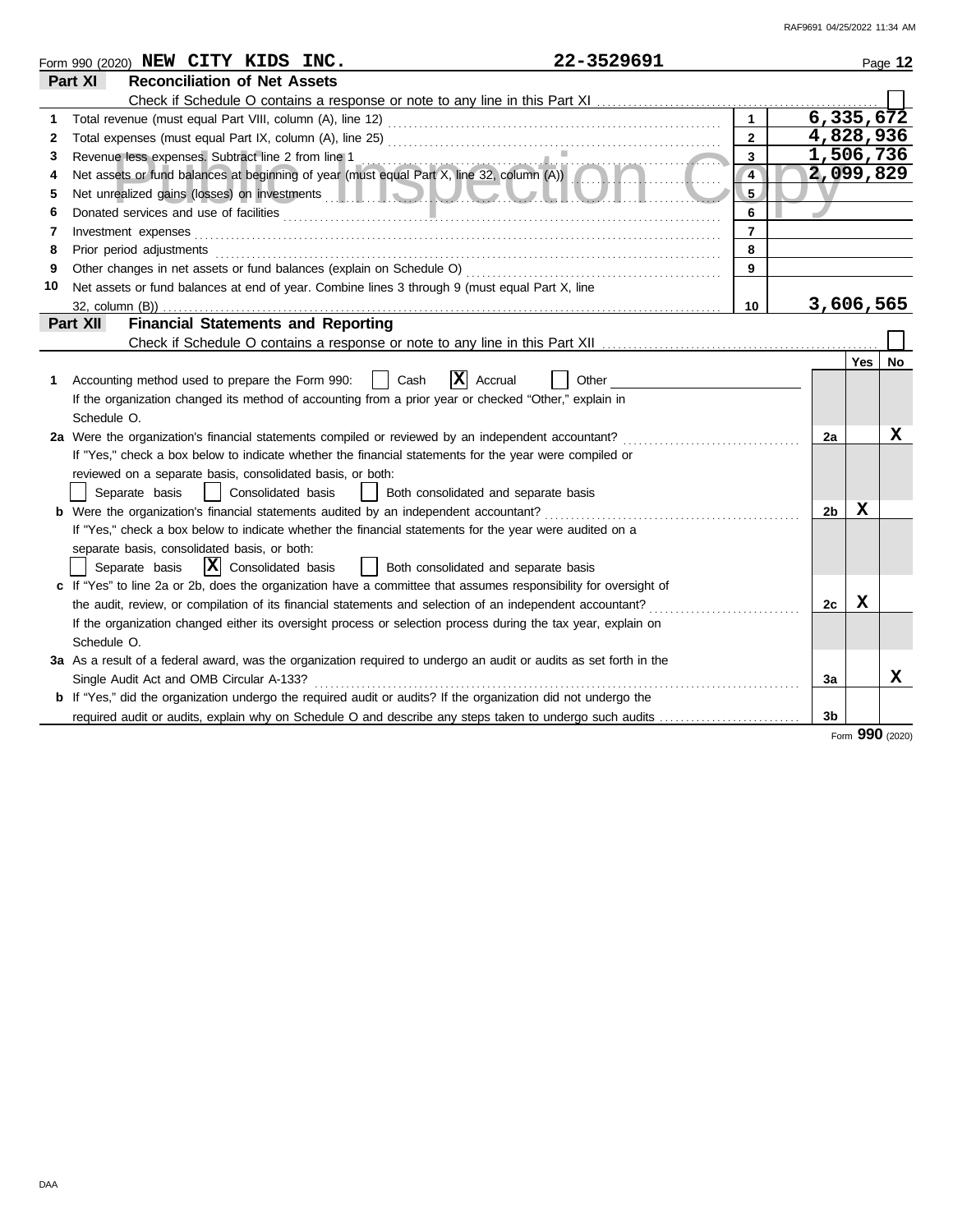Form 990 (2020) **NEW CITY KIDS INC.** **22-3529691**

## Part XI — Reconciliation of Net Assets

Check if Schedule O contains a response or note to any line in this Part XI ☐

| | | Line | Amount |
|---|---|---|---|
| 1 | Total revenue (must equal Part VIII, column (A), line 12) | 1 | 6,335,672 |
| 2 | Total expenses (must equal Part IX, column (A), line 25) | 2 | 4,828,936 |
| 3 | Revenue less expenses. Subtract line 2 from line 1 | 3 | 1,506,736 |
| 4 | Net assets or fund balances at beginning of year (must equal Part X, line 32, column (A)) | 4 | 2,099,829 |
| 5 | Net unrealized gains (losses) on investments | 5 | |
| 6 | Donated services and use of facilities | 6 | |
| 7 | Investment expenses | 7 | |
| 8 | Prior period adjustments | 8 | |
| 9 | Other changes in net assets or fund balances (explain on Schedule O) | 9 | |
| 10 | Net assets or fund balances at end of year. Combine lines 3 through 9 (must equal Part X, line 32, column (B)) | 10 | 3,606,565 |

## Part XII — Financial Statements and Reporting

Check if Schedule O contains a response or note to any line in this Part XII ☐

| | | | Yes | No |
|---|---|---|---|---|
| 1 | Accounting method used to prepare the Form 990: ☐ Cash ☒ Accrual ☐ Other<br>If the organization changed its method of accounting from a prior year or checked "Other," explain in Schedule O. | | | |
| 2a | Were the organization's financial statements compiled or reviewed by an independent accountant?<br>If "Yes," check a box below to indicate whether the financial statements for the year were compiled or reviewed on a separate basis, consolidated basis, or both:<br>☐ Separate basis ☐ Consolidated basis ☐ Both consolidated and separate basis | 2a | | X |
| b | Were the organization's financial statements audited by an independent accountant?<br>If "Yes," check a box below to indicate whether the financial statements for the year were audited on a separate basis, consolidated basis, or both:<br>☐ Separate basis ☒ Consolidated basis ☐ Both consolidated and separate basis | 2b | X | |
| c | If "Yes" to line 2a or 2b, does the organization have a committee that assumes responsibility for oversight of the audit, review, or compilation of its financial statements and selection of an independent accountant?<br>If the organization changed either its oversight process or selection process during the tax year, explain on Schedule O. | 2c | X | |
| 3a | As a result of a federal award, was the organization required to undergo an audit or audits as set forth in the Single Audit Act and OMB Circular A-133? | 3a | | X |
| b | If "Yes," did the organization undergo the required audit or audits? If the organization did not undergo the required audit or audits, explain why on Schedule O and describe any steps taken to undergo such audits | 3b | | |

Form **990** (2020)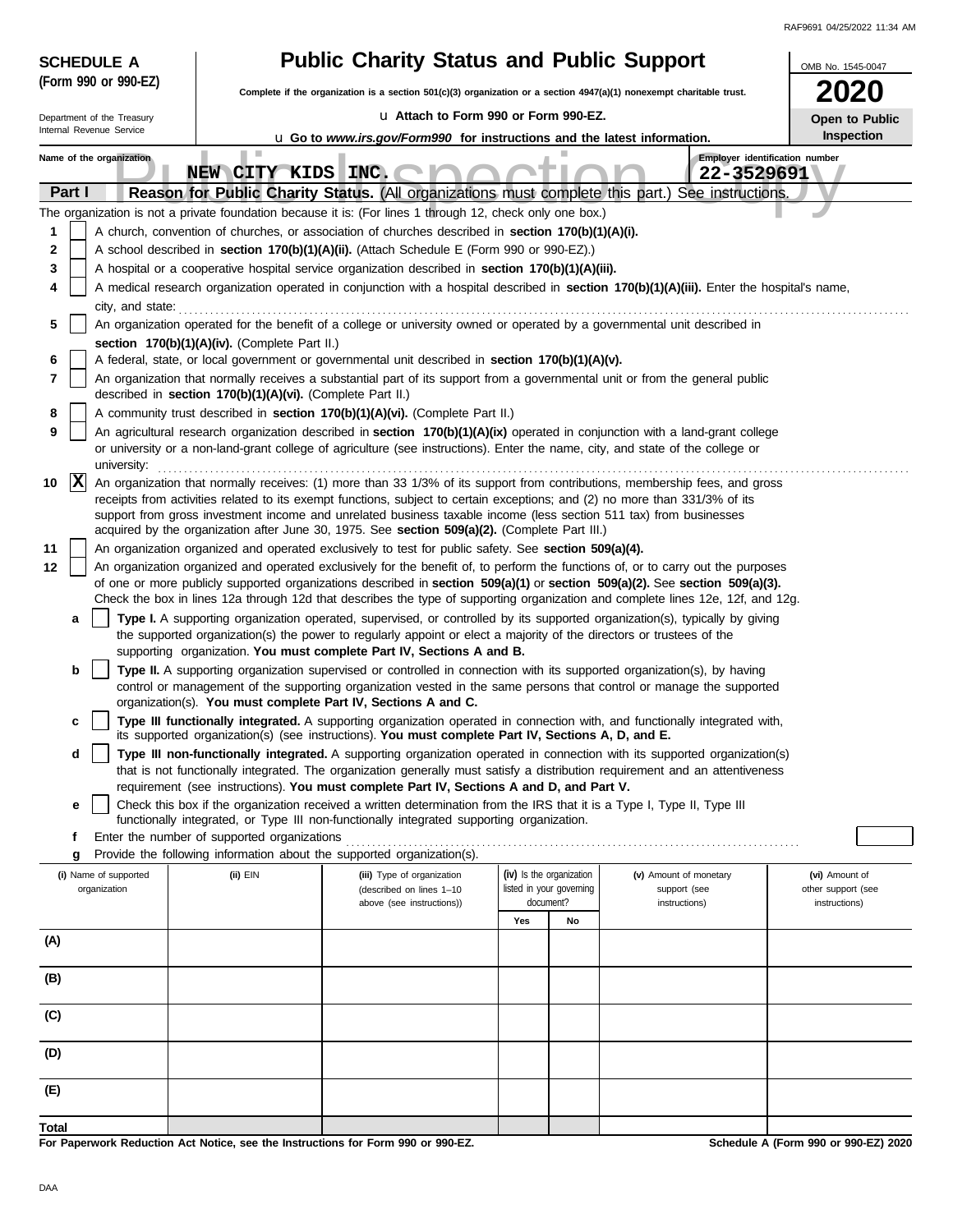**SCHEDULE A (Form 990 or 990-EZ)**

Department of the Treasury
Internal Revenue Service

# Public Charity Status and Public Support

**Complete if the organization is a section 501(c)(3) organization or a section 4947(a)(1) nonexempt charitable trust.**

u Attach to Form 990 or Form 990-EZ.

u Go to *www.irs.gov/Form990* for instructions and the latest information.

OMB No. 1545-0047

**2020**

**Open to Public Inspection**

Name of the organization: NEW CITY KIDS INC.

Employer identification number: 22-3529691

## Part I Reason for Public Charity Status. (All organizations must complete this part.) See instructions.

The organization is not a private foundation because it is: (For lines 1 through 12, check only one box.)

1 [ ] A church, convention of churches, or association of churches described in **section 170(b)(1)(A)(i).**

2 [ ] A school described in **section 170(b)(1)(A)(ii).** (Attach Schedule E (Form 990 or 990-EZ).)

3 [ ] A hospital or a cooperative hospital service organization described in **section 170(b)(1)(A)(iii).**

4 [ ] A medical research organization operated in conjunction with a hospital described in **section 170(b)(1)(A)(iii).** Enter the hospital's name, city, and state:

5 [ ] An organization operated for the benefit of a college or university owned or operated by a governmental unit described in **section 170(b)(1)(A)(iv).** (Complete Part II.)

6 [ ] A federal, state, or local government or governmental unit described in **section 170(b)(1)(A)(v).**

7 [ ] An organization that normally receives a substantial part of its support from a governmental unit or from the general public described in **section 170(b)(1)(A)(vi).** (Complete Part II.)

8 [ ] A community trust described in **section 170(b)(1)(A)(vi).** (Complete Part II.)

9 [ ] An agricultural research organization described in **section 170(b)(1)(A)(ix)** operated in conjunction with a land-grant college or university or a non-land-grant college of agriculture (see instructions). Enter the name, city, and state of the college or university:

10 [X] An organization that normally receives: (1) more than 33 1/3% of its support from contributions, membership fees, and gross receipts from activities related to its exempt functions, subject to certain exceptions; and (2) no more than 331/3% of its support from gross investment income and unrelated business taxable income (less section 511 tax) from businesses acquired by the organization after June 30, 1975. See **section 509(a)(2).** (Complete Part III.)

11 [ ] An organization organized and operated exclusively to test for public safety. See **section 509(a)(4).**

12 [ ] An organization organized and operated exclusively for the benefit of, to perform the functions of, or to carry out the purposes of one or more publicly supported organizations described in **section 509(a)(1)** or **section 509(a)(2).** See **section 509(a)(3).** Check the box in lines 12a through 12d that describes the type of supporting organization and complete lines 12e, 12f, and 12g.

a [ ] **Type I.** A supporting organization operated, supervised, or controlled by its supported organization(s), typically by giving the supported organization(s) the power to regularly appoint or elect a majority of the directors or trustees of the supporting organization. **You must complete Part IV, Sections A and B.**

b [ ] **Type II.** A supporting organization supervised or controlled in connection with its supported organization(s), by having control or management of the supporting organization vested in the same persons that control or manage the supported organization(s). **You must complete Part IV, Sections A and C.**

c [ ] **Type III functionally integrated.** A supporting organization operated in connection with, and functionally integrated with, its supported organization(s) (see instructions). **You must complete Part IV, Sections A, D, and E.**

d [ ] **Type III non-functionally integrated.** A supporting organization operated in connection with its supported organization(s) that is not functionally integrated. The organization generally must satisfy a distribution requirement and an attentiveness requirement (see instructions). **You must complete Part IV, Sections A and D, and Part V.**

e [ ] Check this box if the organization received a written determination from the IRS that it is a Type I, Type II, Type III functionally integrated, or Type III non-functionally integrated supporting organization.

f Enter the number of supported organizations

g Provide the following information about the supported organization(s).

| (i) Name of supported organization | (ii) EIN | (iii) Type of organization (described on lines 1–10 above (see instructions)) | (iv) Is the organization listed in your governing document? | | (v) Amount of monetary support (see instructions) | (vi) Amount of other support (see instructions) |
|---|---|---|---|---|---|---|
| | | | Yes | No | | |
| (A) | | | | | | |
| (B) | | | | | | |
| (C) | | | | | | |
| (D) | | | | | | |
| (E) | | | | | | |
| Total | | | | | | |

**For Paperwork Reduction Act Notice, see the Instructions for Form 990 or 990-EZ.** **Schedule A (Form 990 or 990-EZ) 2020**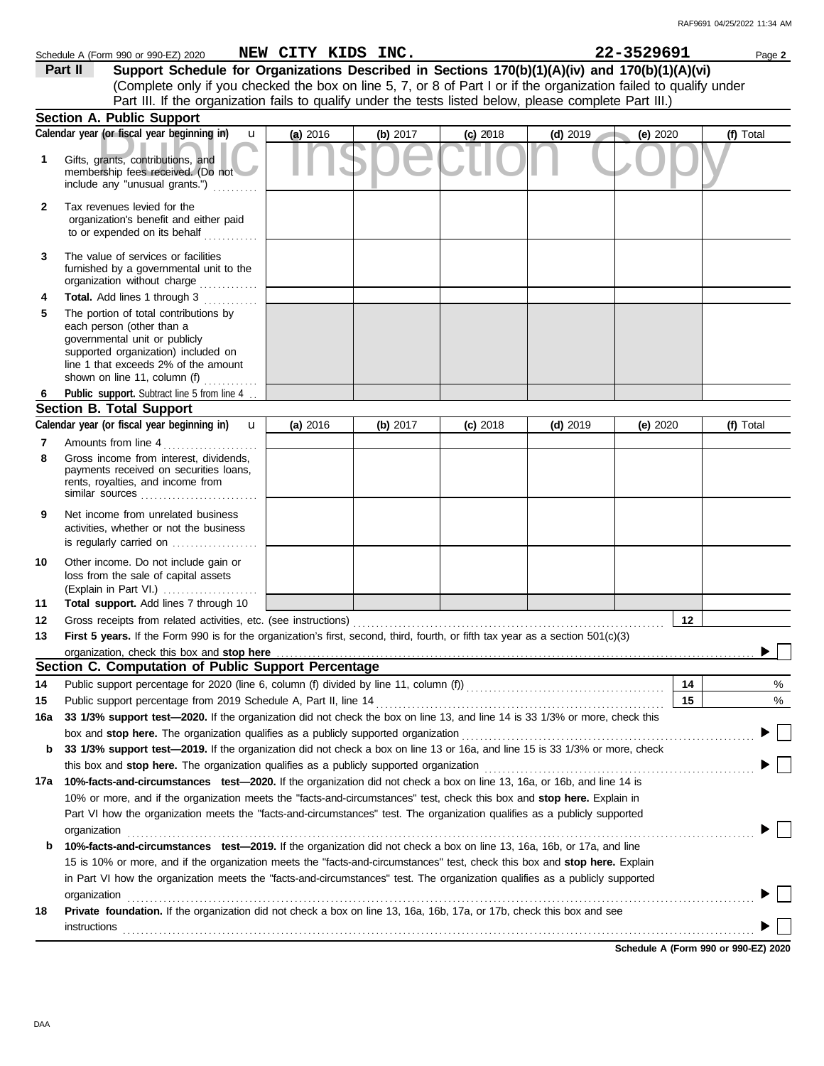Schedule A (Form 990 or 990-EZ) 2020 **NEW CITY KIDS INC.** **22-3529691**

## Part II Support Schedule for Organizations Described in Sections 170(b)(1)(A)(iv) and 170(b)(1)(A)(vi)

(Complete only if you checked the box on line 5, 7, or 8 of Part I or if the organization failed to qualify under Part III. If the organization fails to qualify under the tests listed below, please complete Part III.)

### Section A. Public Support

| Calendar year (or fiscal year beginning in) | (a) 2016 | (b) 2017 | (c) 2018 | (d) 2019 | (e) 2020 | (f) Total |
|---|---|---|---|---|---|---|
| **1** Gifts, grants, contributions, and membership fees received. (Do not include any "unusual grants.") | | | | | | |
| **2** Tax revenues levied for the organization's benefit and either paid to or expended on its behalf | | | | | | |
| **3** The value of services or facilities furnished by a governmental unit to the organization without charge | | | | | | |
| **4** **Total.** Add lines 1 through 3 | | | | | | |
| **5** The portion of total contributions by each person (other than a governmental unit or publicly supported organization) included on line 1 that exceeds 2% of the amount shown on line 11, column (f) | | | | | | |
| **6** **Public support.** Subtract line 5 from line 4 | | | | | | |

### Section B. Total Support

| Calendar year (or fiscal year beginning in) | (a) 2016 | (b) 2017 | (c) 2018 | (d) 2019 | (e) 2020 | (f) Total |
|---|---|---|---|---|---|---|
| **7** Amounts from line 4 | | | | | | |
| **8** Gross income from interest, dividends, payments received on securities loans, rents, royalties, and income from similar sources | | | | | | |
| **9** Net income from unrelated business activities, whether or not the business is regularly carried on | | | | | | |
| **10** Other income. Do not include gain or loss from the sale of capital assets (Explain in Part VI.) | | | | | | |
| **11** **Total support.** Add lines 7 through 10 | | | | | | |

**12** Gross receipts from related activities, etc. (see instructions) **12**

**13** **First 5 years.** If the Form 990 is for the organization's first, second, third, fourth, or fifth tax year as a section 501(c)(3) organization, check this box and **stop here** ☐

### Section C. Computation of Public Support Percentage

**14** Public support percentage for 2020 (line 6, column (f) divided by line 11, column (f)) **14** %

**15** Public support percentage from 2019 Schedule A, Part II, line 14 **15** %

**16a** **33 1/3% support test—2020.** If the organization did not check the box on line 13, and line 14 is 33 1/3% or more, check this box and **stop here.** The organization qualifies as a publicly supported organization ☐

**b** **33 1/3% support test—2019.** If the organization did not check a box on line 13 or 16a, and line 15 is 33 1/3% or more, check this box and **stop here.** The organization qualifies as a publicly supported organization ☐

**17a** **10%-facts-and-circumstances test—2020.** If the organization did not check a box on line 13, 16a, or 16b, and line 14 is 10% or more, and if the organization meets the "facts-and-circumstances" test, check this box and **stop here.** Explain in Part VI how the organization meets the "facts-and-circumstances" test. The organization qualifies as a publicly supported organization ☐

**b** **10%-facts-and-circumstances test—2019.** If the organization did not check a box on line 13, 16a, 16b, or 17a, and line 15 is 10% or more, and if the organization meets the "facts-and-circumstances" test, check this box and **stop here.** Explain in Part VI how the organization meets the "facts-and-circumstances" test. The organization qualifies as a publicly supported organization ☐

**18** **Private foundation.** If the organization did not check a box on line 13, 16a, 16b, 17a, or 17b, check this box and see instructions ☐

**Schedule A (Form 990 or 990-EZ) 2020**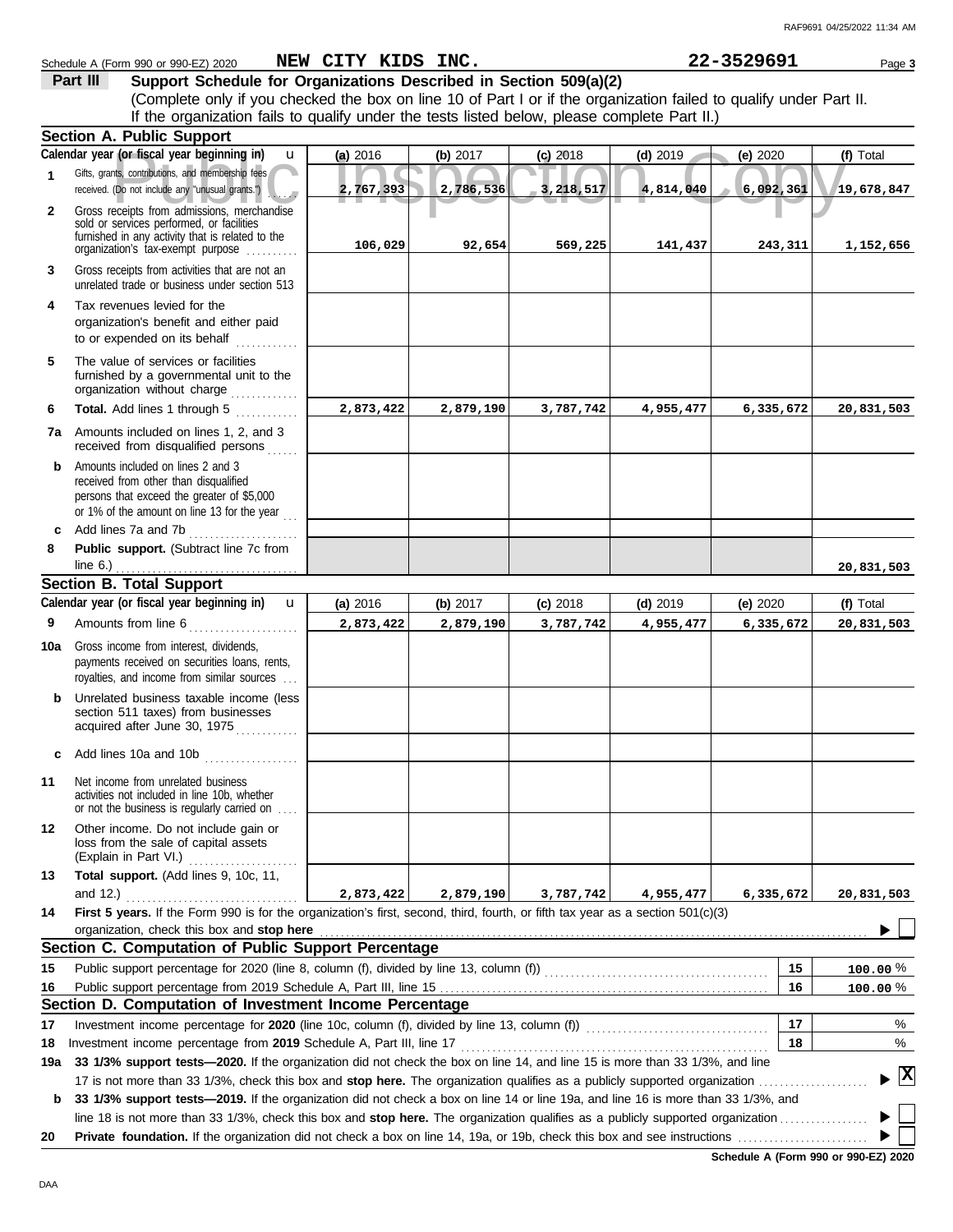Schedule A (Form 990 or 990-EZ) 2020 **NEW CITY KIDS INC.** **22-3529691** Page **3**

## Part III Support Schedule for Organizations Described in Section 509(a)(2)

(Complete only if you checked the box on line 10 of Part I or if the organization failed to qualify under Part II. If the organization fails to qualify under the tests listed below, please complete Part II.)

### Section A. Public Support

| | Calendar year (or fiscal year beginning in) | (a) 2016 | (b) 2017 | (c) 2018 | (d) 2019 | (e) 2020 | (f) Total |
|---|---|---|---|---|---|---|---|
| 1 | Gifts, grants, contributions, and membership fees received. (Do not include any "unusual grants.") | 2,767,393 | 2,786,536 | 3,218,517 | 4,814,040 | 6,092,361 | 19,678,847 |
| 2 | Gross receipts from admissions, merchandise sold or services performed, or facilities furnished in any activity that is related to the organization's tax-exempt purpose | 106,029 | 92,654 | 569,225 | 141,437 | 243,311 | 1,152,656 |
| 3 | Gross receipts from activities that are not an unrelated trade or business under section 513 | | | | | | |
| 4 | Tax revenues levied for the organization's benefit and either paid to or expended on its behalf | | | | | | |
| 5 | The value of services or facilities furnished by a governmental unit to the organization without charge | | | | | | |
| 6 | **Total.** Add lines 1 through 5 | 2,873,422 | 2,879,190 | 3,787,742 | 4,955,477 | 6,335,672 | 20,831,503 |
| 7a | Amounts included on lines 1, 2, and 3 received from disqualified persons | | | | | | |
| b | Amounts included on lines 2 and 3 received from other than disqualified persons that exceed the greater of $5,000 or 1% of the amount on line 13 for the year | | | | | | |
| c | Add lines 7a and 7b | | | | | | |
| 8 | **Public support.** (Subtract line 7c from line 6.) | | | | | | 20,831,503 |

### Section B. Total Support

| | Calendar year (or fiscal year beginning in) | (a) 2016 | (b) 2017 | (c) 2018 | (d) 2019 | (e) 2020 | (f) Total |
|---|---|---|---|---|---|---|---|
| 9 | Amounts from line 6 | 2,873,422 | 2,879,190 | 3,787,742 | 4,955,477 | 6,335,672 | 20,831,503 |
| 10a | Gross income from interest, dividends, payments received on securities loans, rents, royalties, and income from similar sources | | | | | | |
| b | Unrelated business taxable income (less section 511 taxes) from businesses acquired after June 30, 1975 | | | | | | |
| c | Add lines 10a and 10b | | | | | | |
| 11 | Net income from unrelated business activities not included in line 10b, whether or not the business is regularly carried on | | | | | | |
| 12 | Other income. Do not include gain or loss from the sale of capital assets (Explain in Part VI.) | | | | | | |
| 13 | **Total support.** (Add lines 9, 10c, 11, and 12.) | 2,873,422 | 2,879,190 | 3,787,742 | 4,955,477 | 6,335,672 | 20,831,503 |

**14** **First 5 years.** If the Form 990 is for the organization's first, second, third, fourth, or fifth tax year as a section 501(c)(3) organization, check this box and **stop here** ☐

### Section C. Computation of Public Support Percentage

| | | | |
|---|---|---|---|
| 15 | Public support percentage for 2020 (line 8, column (f), divided by line 13, column (f)) | 15 | 100.00 % |
| 16 | Public support percentage from 2019 Schedule A, Part III, line 15 | 16 | 100.00 % |

### Section D. Computation of Investment Income Percentage

| | | | |
|---|---|---|---|
| 17 | Investment income percentage for **2020** (line 10c, column (f), divided by line 13, column (f)) | 17 | % |
| 18 | Investment income percentage from **2019** Schedule A, Part III, line 17 | 18 | % |

**19a** **33 1/3% support tests—2020.** If the organization did not check the box on line 14, and line 15 is more than 33 1/3%, and line 17 is not more than 33 1/3%, check this box and **stop here.** The organization qualifies as a publicly supported organization ☒

**b** **33 1/3% support tests—2019.** If the organization did not check a box on line 14 or line 19a, and line 16 is more than 33 1/3%, and line 18 is not more than 33 1/3%, check this box and **stop here.** The organization qualifies as a publicly supported organization ☐

**20** **Private foundation.** If the organization did not check a box on line 14, 19a, or 19b, check this box and see instructions ☐

**Schedule A (Form 990 or 990-EZ) 2020**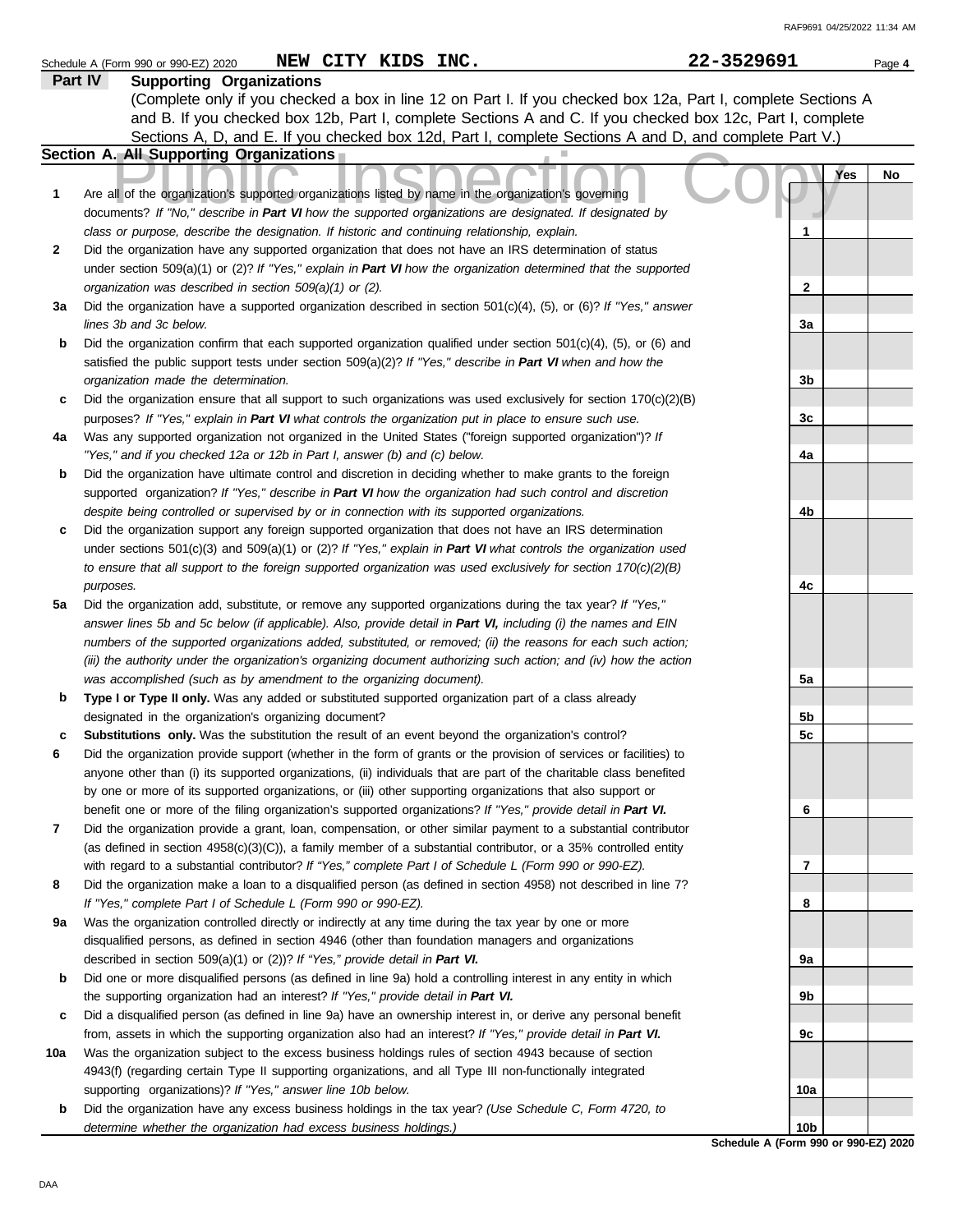Schedule A (Form 990 or 990-EZ) 2020 **NEW CITY KIDS INC.** **22-3529691**

## Part IV Supporting Organizations

(Complete only if you checked a box in line 12 on Part I. If you checked box 12a, Part I, complete Sections A and B. If you checked box 12b, Part I, complete Sections A and C. If you checked box 12c, Part I, complete Sections A, D, and E. If you checked box 12d, Part I, complete Sections A and D, and complete Part V.)

### Section A. All Supporting Organizations

| | | | Yes | No |
|---|---|---|---|---|
| **1** | Are all of the organization's supported organizations listed by name in the organization's governing documents? *If "No," describe in **Part VI** how the supported organizations are designated. If designated by class or purpose, describe the designation. If historic and continuing relationship, explain.* | 1 | | |
| **2** | Did the organization have any supported organization that does not have an IRS determination of status under section 509(a)(1) or (2)? *If "Yes," explain in **Part VI** how the organization determined that the supported organization was described in section 509(a)(1) or (2).* | 2 | | |
| **3a** | Did the organization have a supported organization described in section 501(c)(4), (5), or (6)? *If "Yes," answer lines 3b and 3c below.* | 3a | | |
| **b** | Did the organization confirm that each supported organization qualified under section 501(c)(4), (5), or (6) and satisfied the public support tests under section 509(a)(2)? *If "Yes," describe in **Part VI** when and how the organization made the determination.* | 3b | | |
| **c** | Did the organization ensure that all support to such organizations was used exclusively for section 170(c)(2)(B) purposes? *If "Yes," explain in **Part VI** what controls the organization put in place to ensure such use.* | 3c | | |
| **4a** | Was any supported organization not organized in the United States ("foreign supported organization")? *If "Yes," and if you checked 12a or 12b in Part I, answer (b) and (c) below.* | 4a | | |
| **b** | Did the organization have ultimate control and discretion in deciding whether to make grants to the foreign supported organization? *If "Yes," describe in **Part VI** how the organization had such control and discretion despite being controlled or supervised by or in connection with its supported organizations.* | 4b | | |
| **c** | Did the organization support any foreign supported organization that does not have an IRS determination under sections 501(c)(3) and 509(a)(1) or (2)? *If "Yes," explain in **Part VI** what controls the organization used to ensure that all support to the foreign supported organization was used exclusively for section 170(c)(2)(B) purposes.* | 4c | | |
| **5a** | Did the organization add, substitute, or remove any supported organizations during the tax year? *If "Yes," answer lines 5b and 5c below (if applicable). Also, provide detail in **Part VI,** including (i) the names and EIN numbers of the supported organizations added, substituted, or removed; (ii) the reasons for each such action; (iii) the authority under the organization's organizing document authorizing such action; and (iv) how the action was accomplished (such as by amendment to the organizing document).* | 5a | | |
| **b** | **Type I or Type II only.** Was any added or substituted supported organization part of a class already designated in the organization's organizing document? | 5b | | |
| **c** | **Substitutions only.** Was the substitution the result of an event beyond the organization's control? | 5c | | |
| **6** | Did the organization provide support (whether in the form of grants or the provision of services or facilities) to anyone other than (i) its supported organizations, (ii) individuals that are part of the charitable class benefited by one or more of its supported organizations, or (iii) other supporting organizations that also support or benefit one or more of the filing organization's supported organizations? *If "Yes," provide detail in **Part VI.*** | 6 | | |
| **7** | Did the organization provide a grant, loan, compensation, or other similar payment to a substantial contributor (as defined in section 4958(c)(3)(C)), a family member of a substantial contributor, or a 35% controlled entity with regard to a substantial contributor? *If "Yes," complete Part I of Schedule L (Form 990 or 990-EZ).* | 7 | | |
| **8** | Did the organization make a loan to a disqualified person (as defined in section 4958) not described in line 7? *If "Yes," complete Part I of Schedule L (Form 990 or 990-EZ).* | 8 | | |
| **9a** | Was the organization controlled directly or indirectly at any time during the tax year by one or more disqualified persons, as defined in section 4946 (other than foundation managers and organizations described in section 509(a)(1) or (2))? *If "Yes," provide detail in **Part VI.*** | 9a | | |
| **b** | Did one or more disqualified persons (as defined in line 9a) hold a controlling interest in any entity in which the supporting organization had an interest? *If "Yes," provide detail in **Part VI.*** | 9b | | |
| **c** | Did a disqualified person (as defined in line 9a) have an ownership interest in, or derive any personal benefit from, assets in which the supporting organization also had an interest? *If "Yes," provide detail in **Part VI.*** | 9c | | |
| **10a** | Was the organization subject to the excess business holdings rules of section 4943 because of section 4943(f) (regarding certain Type II supporting organizations, and all Type III non-functionally integrated supporting organizations)? *If "Yes," answer line 10b below.* | 10a | | |
| **b** | Did the organization have any excess business holdings in the tax year? *(Use Schedule C, Form 4720, to determine whether the organization had excess business holdings.)* | 10b | | |

**Schedule A (Form 990 or 990-EZ) 2020**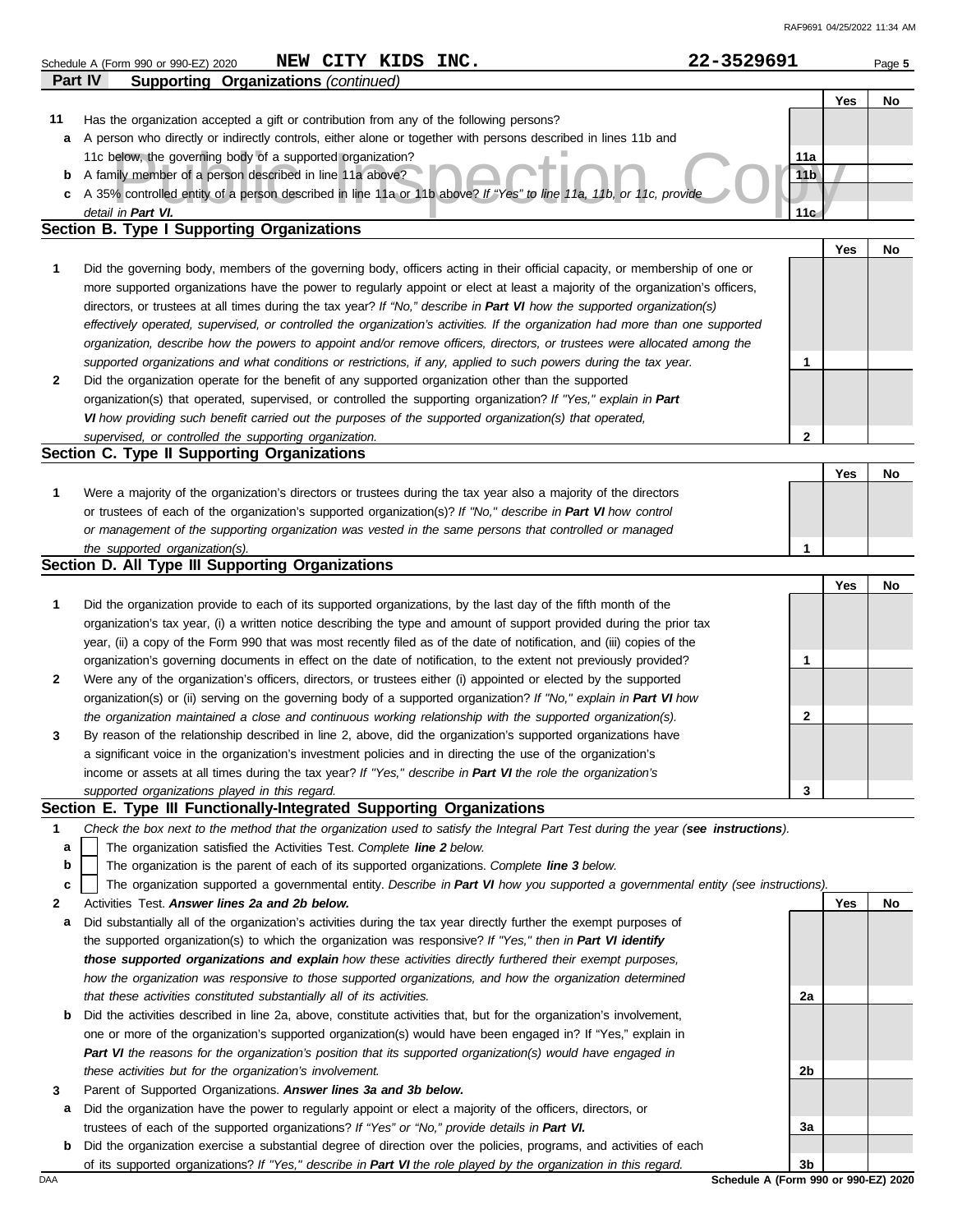Schedule A (Form 990 or 990-EZ) 2020 **NEW CITY KIDS INC.** **22-3529691** Page **5**

**Part IV Supporting Organizations** *(continued)*

| | | | Yes | No |
|---|---|---|---|---|
| **11** | Has the organization accepted a gift or contribution from any of the following persons? | | | |
| **a** | A person who directly or indirectly controls, either alone or together with persons described in lines 11b and 11c below, the governing body of a supported organization? | **11a** | | |
| **b** | A family member of a person described in line 11a above? | **11b** | | |
| **c** | A 35% controlled entity of a person described in line 11a or 11b above? *If "Yes" to line 11a, 11b, or 11c, provide detail in* ***Part VI.*** | **11c** | | |

## Section B. Type I Supporting Organizations

| | | | Yes | No |
|---|---|---|---|---|
| **1** | Did the governing body, members of the governing body, officers acting in their official capacity, or membership of one or more supported organizations have the power to regularly appoint or elect at least a majority of the organization's officers, directors, or trustees at all times during the tax year? *If "No," describe in* ***Part VI*** *how the supported organization(s) effectively operated, supervised, or controlled the organization's activities. If the organization had more than one supported organization, describe how the powers to appoint and/or remove officers, directors, or trustees were allocated among the supported organizations and what conditions or restrictions, if any, applied to such powers during the tax year.* | **1** | | |
| **2** | Did the organization operate for the benefit of any supported organization other than the supported organization(s) that operated, supervised, or controlled the supporting organization? *If "Yes," explain in* ***Part VI*** *how providing such benefit carried out the purposes of the supported organization(s) that operated, supervised, or controlled the supporting organization.* | **2** | | |

## Section C. Type II Supporting Organizations

| | | | Yes | No |
|---|---|---|---|---|
| **1** | Were a majority of the organization's directors or trustees during the tax year also a majority of the directors or trustees of each of the organization's supported organization(s)? *If "No," describe in* ***Part VI*** *how control or management of the supporting organization was vested in the same persons that controlled or managed the supported organization(s).* | **1** | | |

## Section D. All Type III Supporting Organizations

| | | | Yes | No |
|---|---|---|---|---|
| **1** | Did the organization provide to each of its supported organizations, by the last day of the fifth month of the organization's tax year, (i) a written notice describing the type and amount of support provided during the prior tax year, (ii) a copy of the Form 990 that was most recently filed as of the date of notification, and (iii) copies of the organization's governing documents in effect on the date of notification, to the extent not previously provided? | **1** | | |
| **2** | Were any of the organization's officers, directors, or trustees either (i) appointed or elected by the supported organization(s) or (ii) serving on the governing body of a supported organization? *If "No," explain in* ***Part VI*** *how the organization maintained a close and continuous working relationship with the supported organization(s).* | **2** | | |
| **3** | By reason of the relationship described in line 2, above, did the organization's supported organizations have a significant voice in the organization's investment policies and in directing the use of the organization's income or assets at all times during the tax year? *If "Yes," describe in* ***Part VI*** *the role the organization's supported organizations played in this regard.* | **3** | | |

## Section E. Type III Functionally-Integrated Supporting Organizations

**1** *Check the box next to the method that the organization used to satisfy the Integral Part Test during the year (****see instructions****).*

- **a** ☐ The organization satisfied the Activities Test. *Complete* ***line 2*** *below.*
- **b** ☐ The organization is the parent of each of its supported organizations. *Complete* ***line 3*** *below.*
- **c** ☐ The organization supported a governmental entity. *Describe in* ***Part VI*** *how you supported a governmental entity (see instructions).*

| | | | Yes | No |
|---|---|---|---|---|
| **2** | Activities Test. ***Answer lines 2a and 2b below.*** | | | |
| **a** | Did substantially all of the organization's activities during the tax year directly further the exempt purposes of the supported organization(s) to which the organization was responsive? *If "Yes," then in* ***Part VI identify those supported organizations and explain*** *how these activities directly furthered their exempt purposes, how the organization was responsive to those supported organizations, and how the organization determined that these activities constituted substantially all of its activities.* | **2a** | | |
| **b** | Did the activities described in line 2a, above, constitute activities that, but for the organization's involvement, one or more of the organization's supported organization(s) would have been engaged in? If "Yes," explain in ***Part VI*** *the reasons for the organization's position that its supported organization(s) would have engaged in these activities but for the organization's involvement.* | **2b** | | |
| **3** | Parent of Supported Organizations. ***Answer lines 3a and 3b below.*** | | | |
| **a** | Did the organization have the power to regularly appoint or elect a majority of the officers, directors, or trustees of each of the supported organizations? *If "Yes" or "No," provide details in* ***Part VI.*** | **3a** | | |
| **b** | Did the organization exercise a substantial degree of direction over the policies, programs, and activities of each of its supported organizations? *If "Yes," describe in* ***Part VI*** *the role played by the organization in this regard.* | **3b** | | |

**Schedule A (Form 990 or 990-EZ) 2020**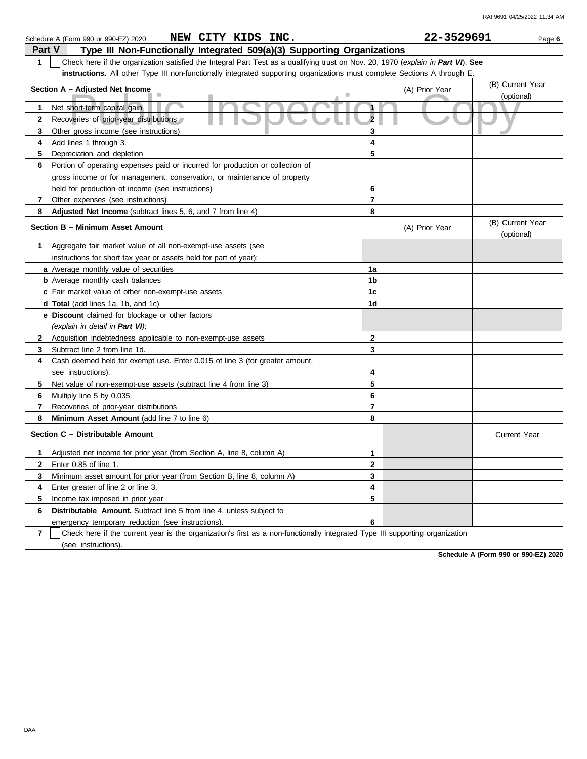Schedule A (Form 990 or 990-EZ) 2020 **NEW CITY KIDS INC.** **22-3529691**

## Part V — Type III Non-Functionally Integrated 509(a)(3) Supporting Organizations

**1** ☐ Check here if the organization satisfied the Integral Part Test as a qualifying trust on Nov. 20, 1970 (*explain in **Part VI***). **See instructions.** All other Type III non-functionally integrated supporting organizations must complete Sections A through E.

| Section A – Adjusted Net Income | | (A) Prior Year | (B) Current Year (optional) |
|---|---|---|---|
| **1** Net short-term capital gain | 1 | | |
| **2** Recoveries of prior-year distributions | 2 | | |
| **3** Other gross income (see instructions) | 3 | | |
| **4** Add lines 1 through 3. | 4 | | |
| **5** Depreciation and depletion | 5 | | |
| **6** Portion of operating expenses paid or incurred for production or collection of gross income or for management, conservation, or maintenance of property held for production of income (see instructions) | 6 | | |
| **7** Other expenses (see instructions) | 7 | | |
| **8** **Adjusted Net Income** (subtract lines 5, 6, and 7 from line 4) | 8 | | |

| Section B – Minimum Asset Amount | | (A) Prior Year | (B) Current Year (optional) |
|---|---|---|---|
| **1** Aggregate fair market value of all non-exempt-use assets (see instructions for short tax year or assets held for part of year): | | | |
| **a** Average monthly value of securities | 1a | | |
| **b** Average monthly cash balances | 1b | | |
| **c** Fair market value of other non-exempt-use assets | 1c | | |
| **d** **Total** (add lines 1a, 1b, and 1c) | 1d | | |
| **e** **Discount** claimed for blockage or other factors (*explain in detail in **Part VI***): | | | |
| **2** Acquisition indebtedness applicable to non-exempt-use assets | 2 | | |
| **3** Subtract line 2 from line 1d. | 3 | | |
| **4** Cash deemed held for exempt use. Enter 0.015 of line 3 (for greater amount, see instructions). | 4 | | |
| **5** Net value of non-exempt-use assets (subtract line 4 from line 3) | 5 | | |
| **6** Multiply line 5 by 0.035. | 6 | | |
| **7** Recoveries of prior-year distributions | 7 | | |
| **8** **Minimum Asset Amount** (add line 7 to line 6) | 8 | | |

| Section C – Distributable Amount | | | Current Year |
|---|---|---|---|
| **1** Adjusted net income for prior year (from Section A, line 8, column A) | 1 | | |
| **2** Enter 0.85 of line 1. | 2 | | |
| **3** Minimum asset amount for prior year (from Section B, line 8, column A) | 3 | | |
| **4** Enter greater of line 2 or line 3. | 4 | | |
| **5** Income tax imposed in prior year | 5 | | |
| **6** **Distributable Amount.** Subtract line 5 from line 4, unless subject to emergency temporary reduction (see instructions). | 6 | | |

**7** ☐ Check here if the current year is the organization's first as a non-functionally integrated Type III supporting organization (see instructions).

**Schedule A (Form 990 or 990-EZ) 2020**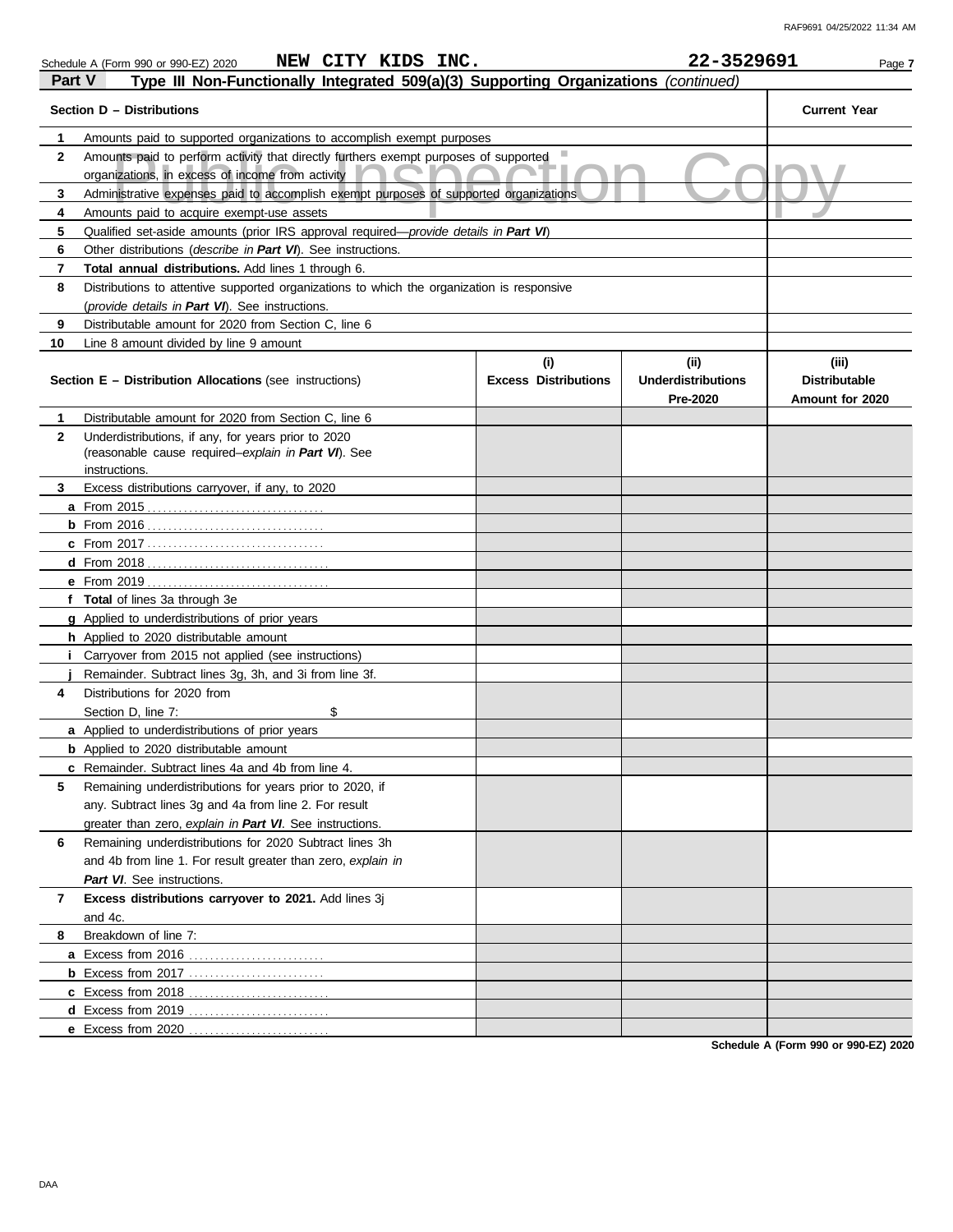Schedule A (Form 990 or 990-EZ) 2020 **NEW CITY KIDS INC.** **22-3529691** Page **7**

## Part V Type III Non-Functionally Integrated 509(a)(3) Supporting Organizations *(continued)*

| | **Section D – Distributions** | **Current Year** |
|---|---|---|
| **1** | Amounts paid to supported organizations to accomplish exempt purposes | |
| **2** | Amounts paid to perform activity that directly furthers exempt purposes of supported organizations, in excess of income from activity | |
| **3** | Administrative expenses paid to accomplish exempt purposes of supported organizations | |
| **4** | Amounts paid to acquire exempt-use assets | |
| **5** | Qualified set-aside amounts (prior IRS approval required—*provide details in **Part VI***) | |
| **6** | Other distributions (*describe in **Part VI***). See instructions. | |
| **7** | **Total annual distributions.** Add lines 1 through 6. | |
| **8** | Distributions to attentive supported organizations to which the organization is responsive (*provide details in **Part VI***). See instructions. | |
| **9** | Distributable amount for 2020 from Section C, line 6 | |
| **10** | Line 8 amount divided by line 9 amount | |

| | **Section E – Distribution Allocations** (see instructions) | **(i) Excess Distributions** | **(ii) Underdistributions Pre-2020** | **(iii) Distributable Amount for 2020** |
|---|---|---|---|---|
| **1** | Distributable amount for 2020 from Section C, line 6 | | | |
| **2** | Underdistributions, if any, for years prior to 2020 (reasonable cause required–*explain in **Part VI***). See instructions. | | | |
| **3** | Excess distributions carryover, if any, to 2020 | | | |
| **a** | From 2015 | | | |
| **b** | From 2016 | | | |
| **c** | From 2017 | | | |
| **d** | From 2018 | | | |
| **e** | From 2019 | | | |
| **f** | **Total** of lines 3a through 3e | | | |
| **g** | Applied to underdistributions of prior years | | | |
| **h** | Applied to 2020 distributable amount | | | |
| **i** | Carryover from 2015 not applied (see instructions) | | | |
| **j** | Remainder. Subtract lines 3g, 3h, and 3i from line 3f. | | | |
| **4** | Distributions for 2020 from Section D, line 7: $ | | | |
| **a** | Applied to underdistributions of prior years | | | |
| **b** | Applied to 2020 distributable amount | | | |
| **c** | Remainder. Subtract lines 4a and 4b from line 4. | | | |
| **5** | Remaining underdistributions for years prior to 2020, if any. Subtract lines 3g and 4a from line 2. For result greater than zero, *explain in **Part VI***. See instructions. | | | |
| **6** | Remaining underdistributions for 2020 Subtract lines 3h and 4b from line 1. For result greater than zero, *explain in **Part VI***. See instructions. | | | |
| **7** | **Excess distributions carryover to 2021.** Add lines 3j and 4c. | | | |
| **8** | Breakdown of line 7: | | | |
| **a** | Excess from 2016 | | | |
| **b** | Excess from 2017 | | | |
| **c** | Excess from 2018 | | | |
| **d** | Excess from 2019 | | | |
| **e** | Excess from 2020 | | | |

**Schedule A (Form 990 or 990-EZ) 2020**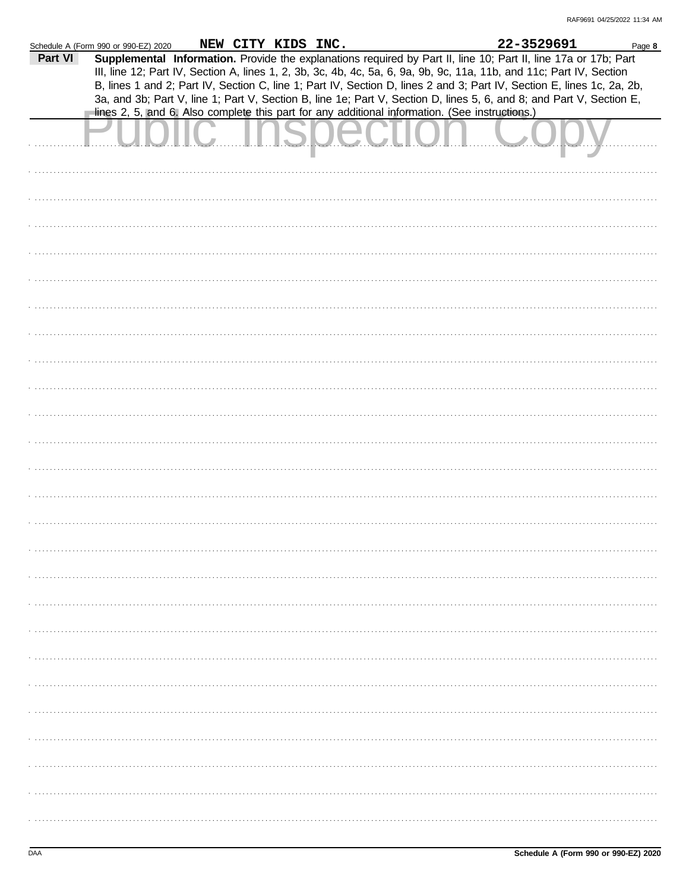Schedule A (Form 990 or 990-EZ) 2020 **NEW CITY KIDS INC.** **22-3529691** Page **8**

**Part VI** **Supplemental Information.** Provide the explanations required by Part II, line 10; Part II, line 17a or 17b; Part III, line 12; Part IV, Section A, lines 1, 2, 3b, 3c, 4b, 4c, 5a, 6, 9a, 9b, 9c, 11a, 11b, and 11c; Part IV, Section B, lines 1 and 2; Part IV, Section C, line 1; Part IV, Section D, lines 2 and 3; Part IV, Section E, lines 1c, 2a, 2b, 3a, and 3b; Part V, line 1; Part V, Section B, line 1e; Part V, Section D, lines 5, 6, and 8; and Part V, Section E, lines 2, 5, and 6. Also complete this part for any additional information. (See instructions.)

Public Inspection Copy

DAA **Schedule A (Form 990 or 990-EZ) 2020**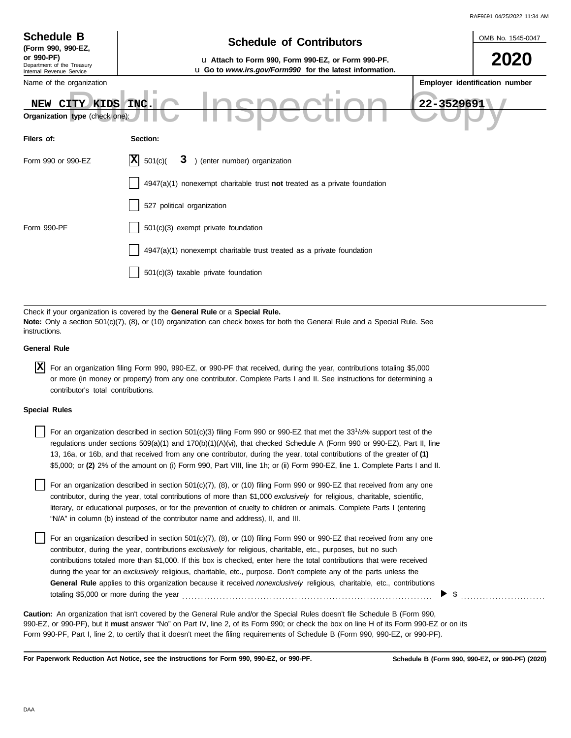**Schedule B**
**(Form 990, 990-EZ, or 990-PF)**
Department of the Treasury
Internal Revenue Service

# Schedule of Contributors

u **Attach to Form 990, Form 990-EZ, or Form 990-PF.**
u **Go to** ***www.irs.gov/Form990*** **for the latest information.**

OMB No. 1545-0047

**2020**

Name of the organization: **NEW CITY KIDS INC.**

**Employer identification number:** **22-3529691**

**Organization type** (check one):

| **Filers of:** | **Section:** |
|---|---|
| Form 990 or 990-EZ | [X] 501(c)( **3** ) (enter number) organization |
| | [ ] 4947(a)(1) nonexempt charitable trust **not** treated as a private foundation |
| | [ ] 527 political organization |
| Form 990-PF | [ ] 501(c)(3) exempt private foundation |
| | [ ] 4947(a)(1) nonexempt charitable trust treated as a private foundation |
| | [ ] 501(c)(3) taxable private foundation |

Check if your organization is covered by the **General Rule** or a **Special Rule.**
**Note:** Only a section 501(c)(7), (8), or (10) organization can check boxes for both the General Rule and a Special Rule. See instructions.

**General Rule**

[X] For an organization filing Form 990, 990-EZ, or 990-PF that received, during the year, contributions totaling $5,000 or more (in money or property) from any one contributor. Complete Parts I and II. See instructions for determining a contributor's total contributions.

**Special Rules**

[ ] For an organization described in section 501(c)(3) filing Form 990 or 990-EZ that met the $33^1/_3$% support test of the regulations under sections 509(a)(1) and 170(b)(1)(A)(vi), that checked Schedule A (Form 990 or 990-EZ), Part II, line 13, 16a, or 16b, and that received from any one contributor, during the year, total contributions of the greater of **(1)** $5,000; or **(2)** 2% of the amount on (i) Form 990, Part VIII, line 1h; or (ii) Form 990-EZ, line 1. Complete Parts I and II.

[ ] For an organization described in section 501(c)(7), (8), or (10) filing Form 990 or 990-EZ that received from any one contributor, during the year, total contributions of more than $1,000 *exclusively* for religious, charitable, scientific, literary, or educational purposes, or for the prevention of cruelty to children or animals. Complete Parts I (entering "N/A" in column (b) instead of the contributor name and address), II, and III.

[ ] For an organization described in section 501(c)(7), (8), or (10) filing Form 990 or 990-EZ that received from any one contributor, during the year, contributions *exclusively* for religious, charitable, etc., purposes, but no such contributions totaled more than $1,000. If this box is checked, enter here the total contributions that were received during the year for an *exclusively* religious, charitable, etc., purpose. Don't complete any of the parts unless the **General Rule** applies to this organization because it received *nonexclusively* religious, charitable, etc., contributions totaling $5,000 or more during the year . . . . . . . . . . . . . . . . . . . . . . . . . . . . . . . . . . . . . . . . ▶ $ . . . . . . . . . . . . . . . . . . . .

**Caution:** An organization that isn't covered by the General Rule and/or the Special Rules doesn't file Schedule B (Form 990, 990-EZ, or 990-PF), but it **must** answer "No" on Part IV, line 2, of its Form 990; or check the box on line H of its Form 990-EZ or on its Form 990-PF, Part I, line 2, to certify that it doesn't meet the filing requirements of Schedule B (Form 990, 990-EZ, or 990-PF).

**For Paperwork Reduction Act Notice, see the instructions for Form 990, 990-EZ, or 990-PF.** **Schedule B (Form 990, 990-EZ, or 990-PF) (2020)**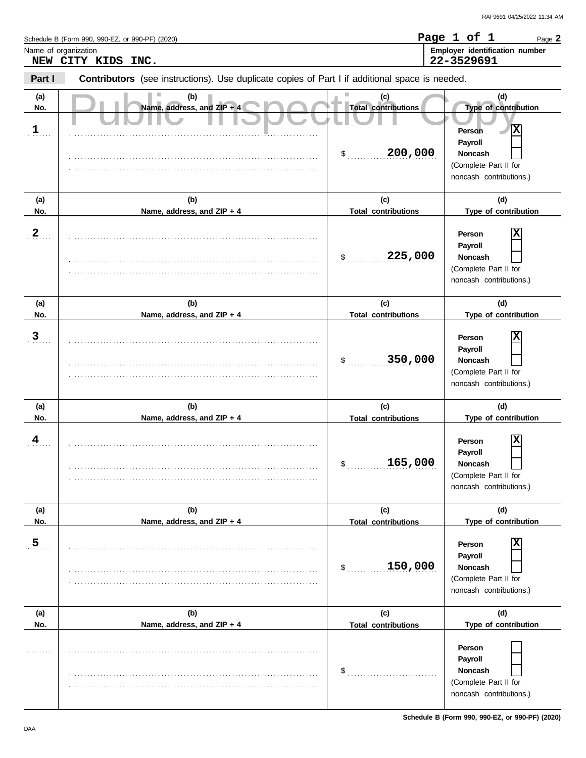Schedule B (Form 990, 990-EZ, or 990-PF) (2020)

Name of organization: NEW CITY KIDS INC.

Employer identification number: 22-3529691

**Part I** **Contributors** (see instructions). Use duplicate copies of Part I if additional space is needed.

Public Inspection Copy

| (a) No. | (b) Name, address, and ZIP + 4 | (c) Total contributions | (d) Type of contribution |
|---|---|---|---|
| 1 | | $ 200,000 | Person [X] Payroll [ ] Noncash [ ] (Complete Part II for noncash contributions.) |
| 2 | | $ 225,000 | Person [X] Payroll [ ] Noncash [ ] (Complete Part II for noncash contributions.) |
| 3 | | $ 350,000 | Person [X] Payroll [ ] Noncash [ ] (Complete Part II for noncash contributions.) |
| 4 | | $ 165,000 | Person [X] Payroll [ ] Noncash [ ] (Complete Part II for noncash contributions.) |
| 5 | | $ 150,000 | Person [X] Payroll [ ] Noncash [ ] (Complete Part II for noncash contributions.) |
| | | $ | Person [ ] Payroll [ ] Noncash [ ] (Complete Part II for noncash contributions.) |

Schedule B (Form 990, 990-EZ, or 990-PF) (2020)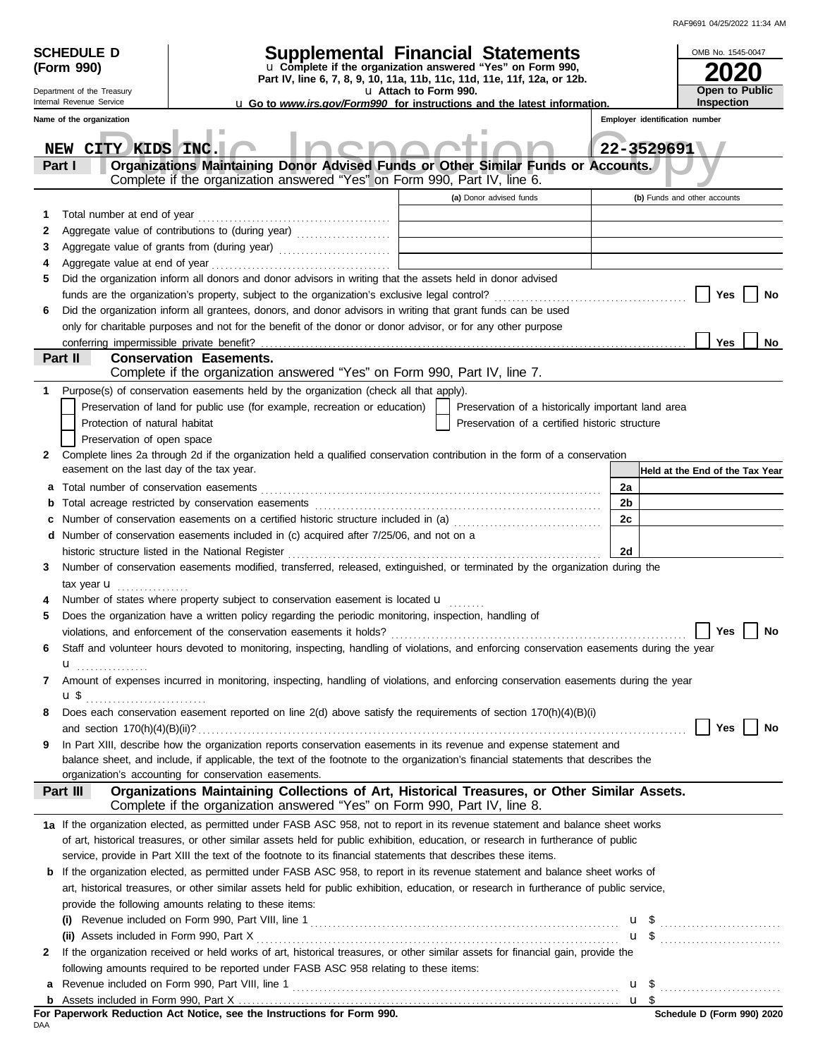**SCHEDULE D (Form 990)**

Department of the Treasury
Internal Revenue Service

# Supplemental Financial Statements

u Complete if the organization answered "Yes" on Form 990, Part IV, line 6, 7, 8, 9, 10, 11a, 11b, 11c, 11d, 11e, 11f, 12a, or 12b.
u Attach to Form 990.
u Go to *www.irs.gov/Form990* for instructions and the latest information.

OMB No. 1545-0047
**2020**
**Open to Public Inspection**

Name of the organization: NEW CITY KIDS INC.
Employer identification number: 22-3529691

## Part I — Organizations Maintaining Donor Advised Funds or Other Similar Funds or Accounts.
Complete if the organization answered "Yes" on Form 990, Part IV, line 6.

| | | (a) Donor advised funds | (b) Funds and other accounts |
|---|---|---|---|
| 1 | Total number at end of year | | |
| 2 | Aggregate value of contributions to (during year) | | |
| 3 | Aggregate value of grants from (during year) | | |
| 4 | Aggregate value at end of year | | |

5 Did the organization inform all donors and donor advisors in writing that the assets held in donor advised funds are the organization's property, subject to the organization's exclusive legal control? ☐ Yes ☐ No

6 Did the organization inform all grantees, donors, and donor advisors in writing that grant funds can be used only for charitable purposes and not for the benefit of the donor or donor advisor, or for any other purpose conferring impermissible private benefit? ☐ Yes ☐ No

## Part II — Conservation Easements.
Complete if the organization answered "Yes" on Form 990, Part IV, line 7.

1 Purpose(s) of conservation easements held by the organization (check all that apply).
- ☐ Preservation of land for public use (for example, recreation or education)
- ☐ Preservation of a historically important land area
- ☐ Protection of natural habitat
- ☐ Preservation of a certified historic structure
- ☐ Preservation of open space

2 Complete lines 2a through 2d if the organization held a qualified conservation contribution in the form of a conservation easement on the last day of the tax year.

| | | | Held at the End of the Tax Year |
|---|---|---|---|
| a | Total number of conservation easements | 2a | |
| b | Total acreage restricted by conservation easements | 2b | |
| c | Number of conservation easements on a certified historic structure included in (a) | 2c | |
| d | Number of conservation easements included in (c) acquired after 7/25/06, and not on a historic structure listed in the National Register | 2d | |

3 Number of conservation easements modified, transferred, released, extinguished, or terminated by the organization during the tax year u

4 Number of states where property subject to conservation easement is located u

5 Does the organization have a written policy regarding the periodic monitoring, inspection, handling of violations, and enforcement of the conservation easements it holds? ☐ Yes ☐ No

6 Staff and volunteer hours devoted to monitoring, inspecting, handling of violations, and enforcing conservation easements during the year u

7 Amount of expenses incurred in monitoring, inspecting, handling of violations, and enforcing conservation easements during the year u $

8 Does each conservation easement reported on line 2(d) above satisfy the requirements of section 170(h)(4)(B)(i) and section 170(h)(4)(B)(ii)? ☐ Yes ☐ No

9 In Part XIII, describe how the organization reports conservation easements in its revenue and expense statement and balance sheet, and include, if applicable, the text of the footnote to the organization's financial statements that describes the organization's accounting for conservation easements.

## Part III — Organizations Maintaining Collections of Art, Historical Treasures, or Other Similar Assets.
Complete if the organization answered "Yes" on Form 990, Part IV, line 8.

1a If the organization elected, as permitted under FASB ASC 958, not to report in its revenue statement and balance sheet works of art, historical treasures, or other similar assets held for public exhibition, education, or research in furtherance of public service, provide in Part XIII the text of the footnote to its financial statements that describes these items.

b If the organization elected, as permitted under FASB ASC 958, to report in its revenue statement and balance sheet works of art, historical treasures, or other similar assets held for public exhibition, education, or research in furtherance of public service, provide the following amounts relating to these items:

(i) Revenue included on Form 990, Part VIII, line 1 u $

(ii) Assets included in Form 990, Part X u $

2 If the organization received or held works of art, historical treasures, or other similar assets for financial gain, provide the following amounts required to be reported under FASB ASC 958 relating to these items:

a Revenue included on Form 990, Part VIII, line 1 u $

b Assets included in Form 990, Part X u $

**For Paperwork Reduction Act Notice, see the Instructions for Form 990.**
DAA
**Schedule D (Form 990) 2020**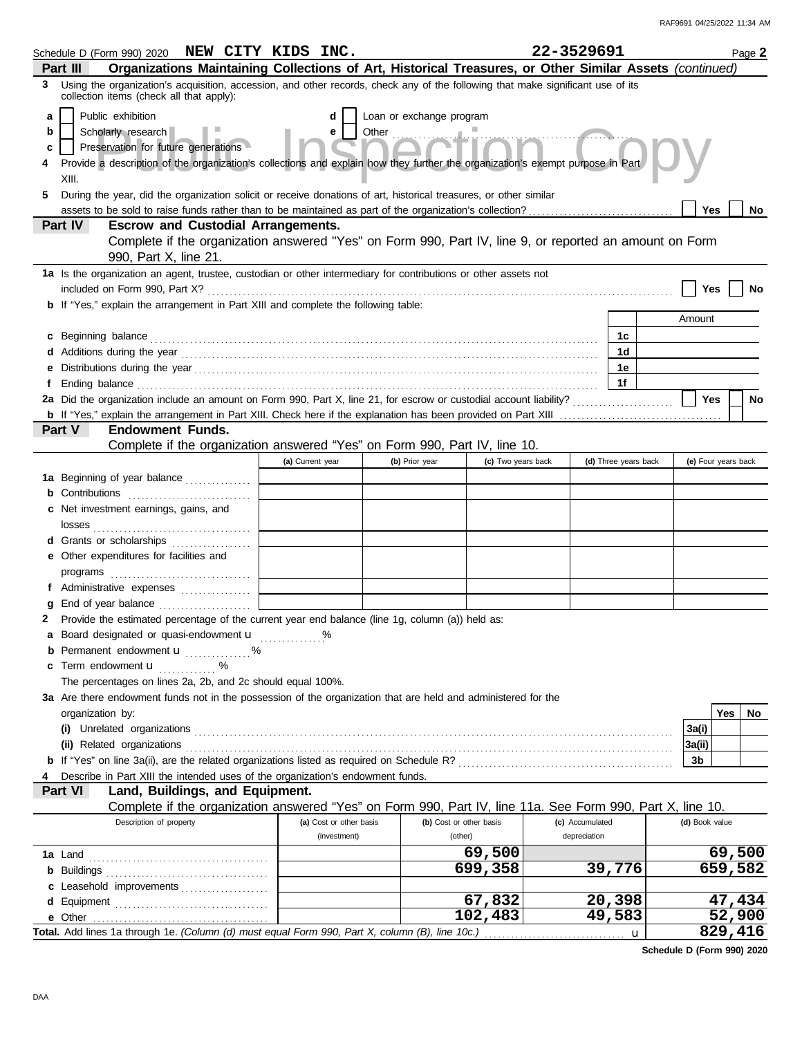Schedule D (Form 990) 2020 **NEW CITY KIDS INC.** **22-3529691** Page **2**

**Part III** **Organizations Maintaining Collections of Art, Historical Treasures, or Other Similar Assets** *(continued)*

**3** Using the organization's acquisition, accession, and other records, check any of the following that make significant use of its collection items (check all that apply):

- **a** ☐ Public exhibition
- **b** ☐ Scholarly research
- **c** ☐ Preservation for future generations
- **d** ☐ Loan or exchange program
- **e** ☐ Other

**4** Provide a description of the organization's collections and explain how they further the organization's exempt purpose in Part XIII.

**5** During the year, did the organization solicit or receive donations of art, historical treasures, or other similar assets to be sold to raise funds rather than to be maintained as part of the organization's collection? ☐ Yes ☐ No

**Part IV** **Escrow and Custodial Arrangements.**
Complete if the organization answered "Yes" on Form 990, Part IV, line 9, or reported an amount on Form 990, Part X, line 21.

**1a** Is the organization an agent, trustee, custodian or other intermediary for contributions or other assets not included on Form 990, Part X? ☐ Yes ☐ No

**b** If "Yes," explain the arrangement in Part XIII and complete the following table:

| | | Amount |
|---|---|---|
| **c** Beginning balance | 1c | |
| **d** Additions during the year | 1d | |
| **e** Distributions during the year | 1e | |
| **f** Ending balance | 1f | |

**2a** Did the organization include an amount on Form 990, Part X, line 21, for escrow or custodial account liability? ☐ Yes ☐ No

**b** If "Yes," explain the arrangement in Part XIII. Check here if the explanation has been provided on Part XIII ☐

**Part V** **Endowment Funds.**
Complete if the organization answered "Yes" on Form 990, Part IV, line 10.

| | (a) Current year | (b) Prior year | (c) Two years back | (d) Three years back | (e) Four years back |
|---|---|---|---|---|---|
| **1a** Beginning of year balance | | | | | |
| **b** Contributions | | | | | |
| **c** Net investment earnings, gains, and losses | | | | | |
| **d** Grants or scholarships | | | | | |
| **e** Other expenditures for facilities and programs | | | | | |
| **f** Administrative expenses | | | | | |
| **g** End of year balance | | | | | |

**2** Provide the estimated percentage of the current year end balance (line 1g, column (a)) held as:

- **a** Board designated or quasi-endowment u ____ %
- **b** Permanent endowment u ____ %
- **c** Term endowment u ____ %

The percentages on lines 2a, 2b, and 2c should equal 100%.

**3a** Are there endowment funds not in the possession of the organization that are held and administered for the organization by:

| | | Yes | No |
|---|---|---|---|
| **(i)** Unrelated organizations | 3a(i) | | |
| **(ii)** Related organizations | 3a(ii) | | |
| **b** If "Yes" on line 3a(ii), are the related organizations listed as required on Schedule R? | 3b | | |

**4** Describe in Part XIII the intended uses of the organization's endowment funds.

**Part VI** **Land, Buildings, and Equipment.**
Complete if the organization answered "Yes" on Form 990, Part IV, line 11a. See Form 990, Part X, line 10.

| Description of property | (a) Cost or other basis (investment) | (b) Cost or other basis (other) | (c) Accumulated depreciation | (d) Book value |
|---|---|---|---|---|
| **1a** Land | | 69,500 | | 69,500 |
| **b** Buildings | | 699,358 | 39,776 | 659,582 |
| **c** Leasehold improvements | | | | |
| **d** Equipment | | 67,832 | 20,398 | 47,434 |
| **e** Other | | 102,483 | 49,583 | 52,900 |
| **Total.** Add lines 1a through 1e. *(Column (d) must equal Form 990, Part X, column (B), line 10c.)* u | | | | 829,416 |

**Schedule D (Form 990) 2020**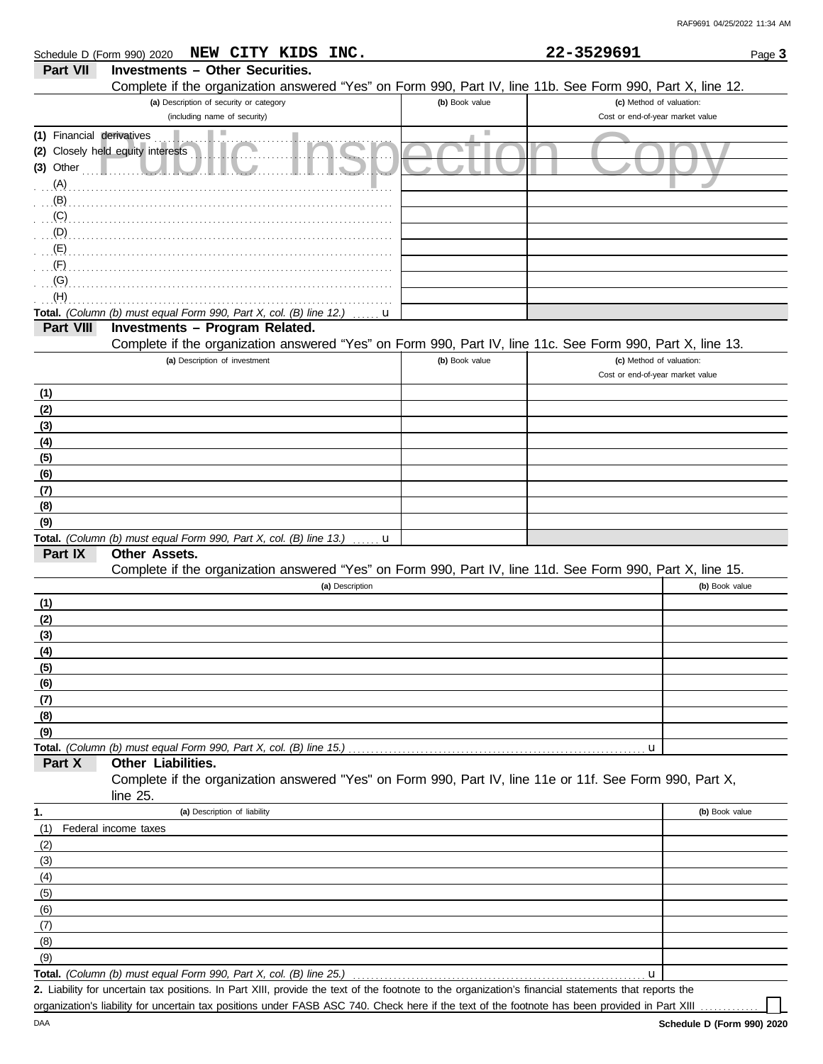Schedule D (Form 990) 2020 **NEW CITY KIDS INC.** **22-3529691**

## Part VII Investments – Other Securities.

Complete if the organization answered "Yes" on Form 990, Part IV, line 11b. See Form 990, Part X, line 12.

| (a) Description of security or category (including name of security) | (b) Book value | (c) Method of valuation: Cost or end-of-year market value |
|---|---|---|
| (1) Financial derivatives | | |
| (2) Closely held equity interests | | |
| (3) Other | | |
| (A) | | |
| (B) | | |
| (C) | | |
| (D) | | |
| (E) | | |
| (F) | | |
| (G) | | |
| (H) | | |
| **Total.** *(Column (b) must equal Form 990, Part X, col. (B) line 12.)* u | | |

## Part VIII Investments – Program Related.

Complete if the organization answered "Yes" on Form 990, Part IV, line 11c. See Form 990, Part X, line 13.

| (a) Description of investment | (b) Book value | (c) Method of valuation: Cost or end-of-year market value |
|---|---|---|
| (1) | | |
| (2) | | |
| (3) | | |
| (4) | | |
| (5) | | |
| (6) | | |
| (7) | | |
| (8) | | |
| (9) | | |
| **Total.** *(Column (b) must equal Form 990, Part X, col. (B) line 13.)* u | | |

## Part IX Other Assets.

Complete if the organization answered "Yes" on Form 990, Part IV, line 11d. See Form 990, Part X, line 15.

| (a) Description | (b) Book value |
|---|---|
| (1) | |
| (2) | |
| (3) | |
| (4) | |
| (5) | |
| (6) | |
| (7) | |
| (8) | |
| (9) | |
| **Total.** *(Column (b) must equal Form 990, Part X, col. (B) line 15.)* u | |

## Part X Other Liabilities.

Complete if the organization answered "Yes" on Form 990, Part IV, line 11e or 11f. See Form 990, Part X, line 25.

| 1. (a) Description of liability | (b) Book value |
|---|---|
| (1) Federal income taxes | |
| (2) | |
| (3) | |
| (4) | |
| (5) | |
| (6) | |
| (7) | |
| (8) | |
| (9) | |
| **Total.** *(Column (b) must equal Form 990, Part X, col. (B) line 25.)* u | |

**2.** Liability for uncertain tax positions. In Part XIII, provide the text of the footnote to the organization's financial statements that reports the organization's liability for uncertain tax positions under FASB ASC 740. Check here if the text of the footnote has been provided in Part XIII ☐

**Schedule D (Form 990) 2020**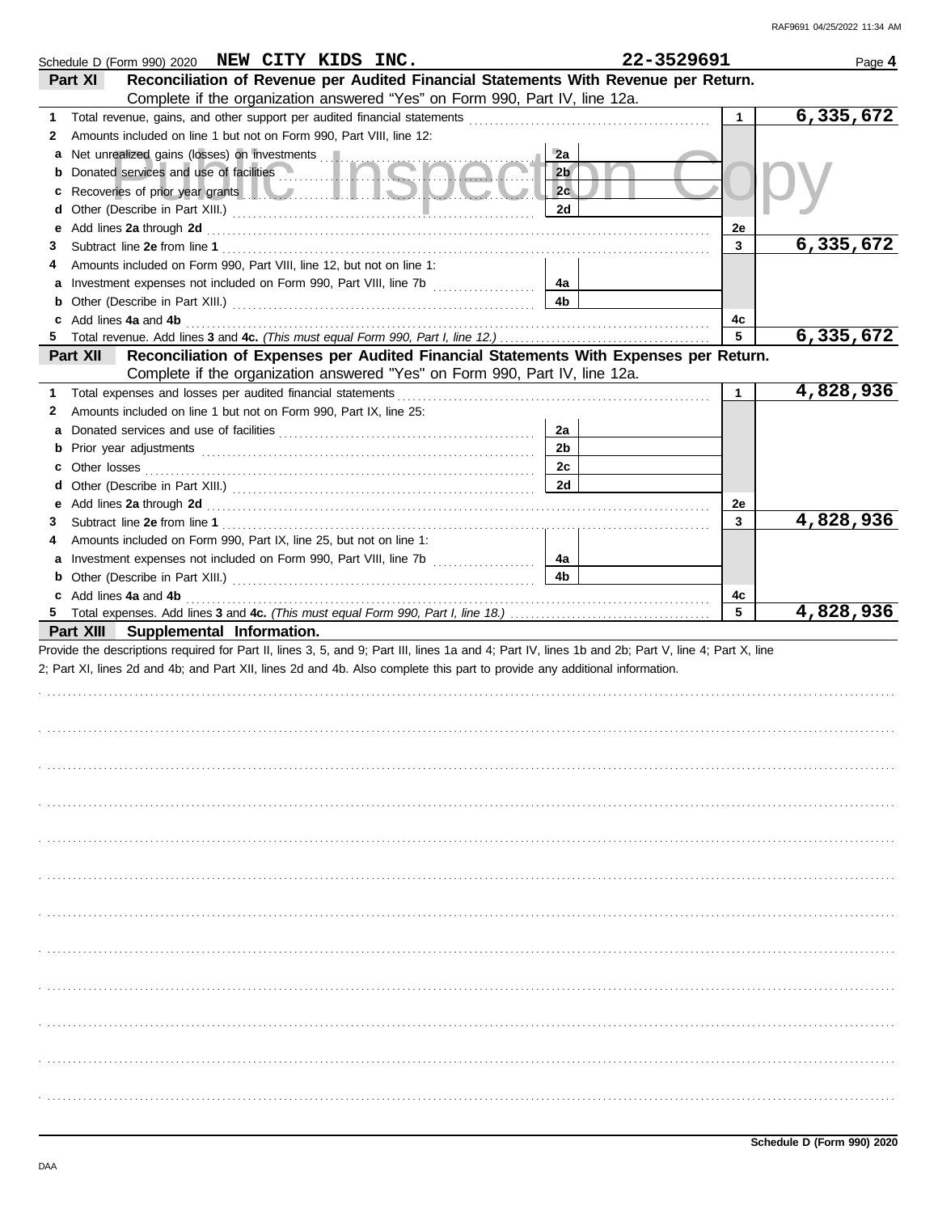Schedule D (Form 990) 2020 **NEW CITY KIDS INC.** **22-3529691** Page **4**

## Part XI Reconciliation of Revenue per Audited Financial Statements With Revenue per Return.

Complete if the organization answered "Yes" on Form 990, Part IV, line 12a.

| | | | | | |
|---|---|---|---|---|---|
| **1** | Total revenue, gains, and other support per audited financial statements | | | 1 | 6,335,672 |
| **2** | Amounts included on line 1 but not on Form 990, Part VIII, line 12: | | | | |
| **a** | Net unrealized gains (losses) on investments | 2a | | | |
| **b** | Donated services and use of facilities | 2b | | | |
| **c** | Recoveries of prior year grants | 2c | | | |
| **d** | Other (Describe in Part XIII.) | 2d | | | |
| **e** | Add lines **2a** through **2d** | | | 2e | |
| **3** | Subtract line **2e** from line **1** | | | 3 | 6,335,672 |
| **4** | Amounts included on Form 990, Part VIII, line 12, but not on line 1: | | | | |
| **a** | Investment expenses not included on Form 990, Part VIII, line 7b | 4a | | | |
| **b** | Other (Describe in Part XIII.) | 4b | | | |
| **c** | Add lines **4a** and **4b** | | | 4c | |
| **5** | Total revenue. Add lines **3** and **4c.** *(This must equal Form 990, Part I, line 12.)* | | | 5 | 6,335,672 |

## Part XII Reconciliation of Expenses per Audited Financial Statements With Expenses per Return.

Complete if the organization answered "Yes" on Form 990, Part IV, line 12a.

| | | | | | |
|---|---|---|---|---|---|
| **1** | Total expenses and losses per audited financial statements | | | 1 | 4,828,936 |
| **2** | Amounts included on line 1 but not on Form 990, Part IX, line 25: | | | | |
| **a** | Donated services and use of facilities | 2a | | | |
| **b** | Prior year adjustments | 2b | | | |
| **c** | Other losses | 2c | | | |
| **d** | Other (Describe in Part XIII.) | 2d | | | |
| **e** | Add lines **2a** through **2d** | | | 2e | |
| **3** | Subtract line **2e** from line **1** | | | 3 | 4,828,936 |
| **4** | Amounts included on Form 990, Part IX, line 25, but not on line 1: | | | | |
| **a** | Investment expenses not included on Form 990, Part VIII, line 7b | 4a | | | |
| **b** | Other (Describe in Part XIII.) | 4b | | | |
| **c** | Add lines **4a** and **4b** | | | 4c | |
| **5** | Total expenses. Add lines **3** and **4c.** *(This must equal Form 990, Part I, line 18.)* | | | 5 | 4,828,936 |

## Part XIII Supplemental Information.

Provide the descriptions required for Part II, lines 3, 5, and 9; Part III, lines 1a and 4; Part IV, lines 1b and 2b; Part V, line 4; Part X, line 2; Part XI, lines 2d and 4b; and Part XII, lines 2d and 4b. Also complete this part to provide any additional information.

**Schedule D (Form 990) 2020**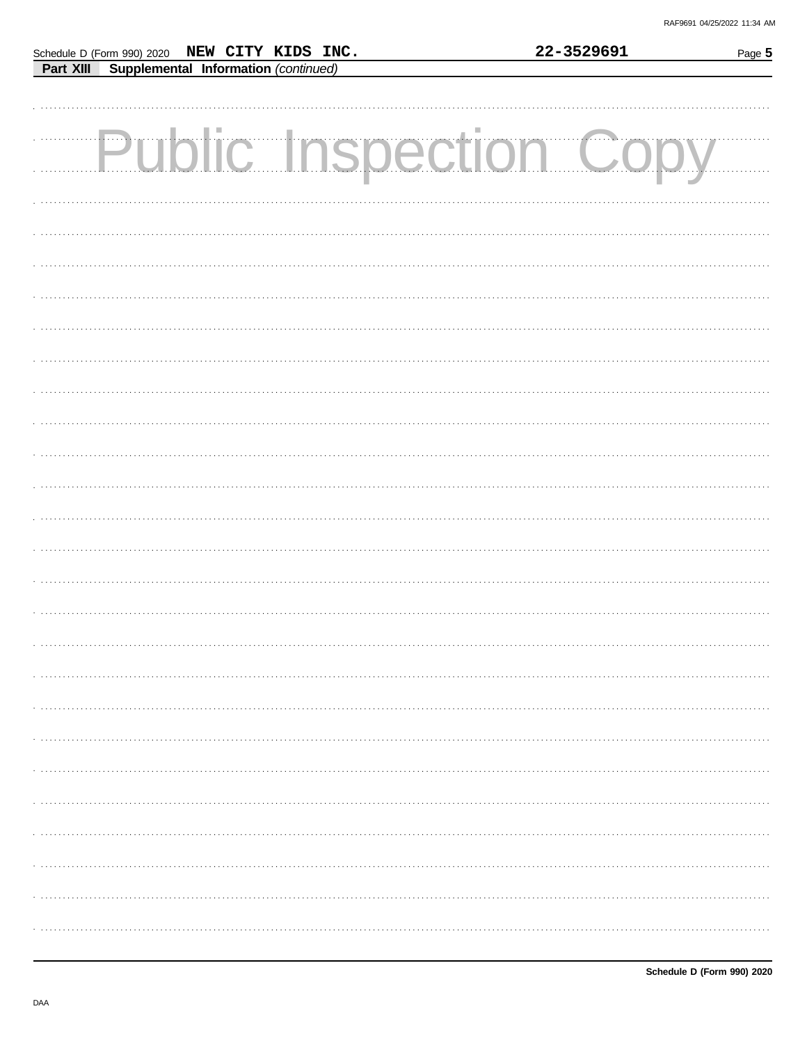Schedule D (Form 990) 2020 **NEW CITY KIDS INC.** **22-3529691**

**Part XIII Supplemental Information** *(continued)*

Public Inspection Copy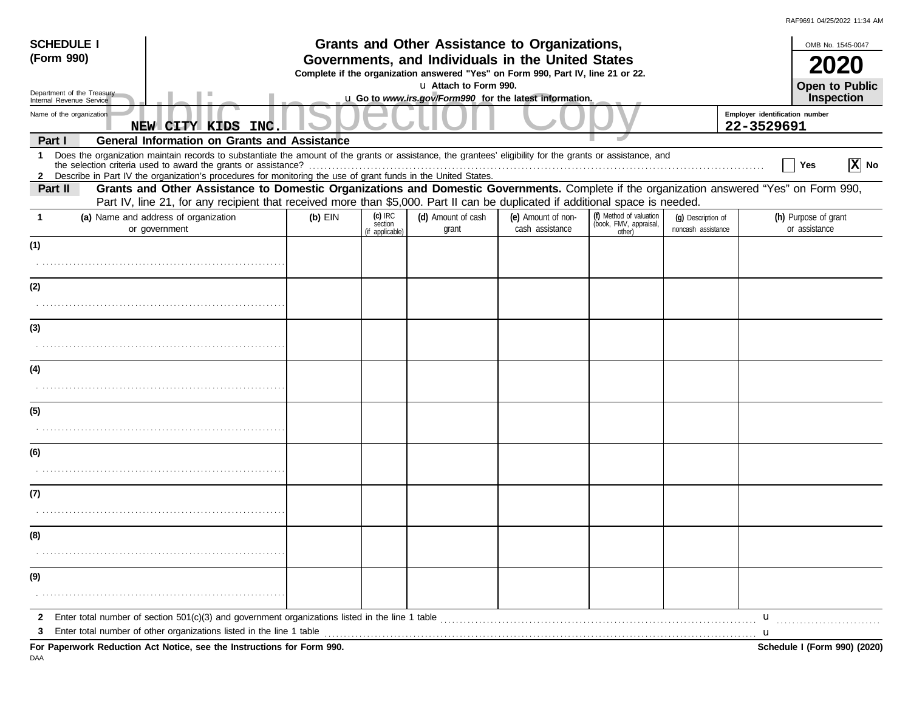RAF9691 04/25/2022 11:34 AM

**SCHEDULE I (Form 990)**

Department of the Treasury
Internal Revenue Service

# Grants and Other Assistance to Organizations, Governments, and Individuals in the United States

**Complete if the organization answered "Yes" on Form 990, Part IV, line 21 or 22.**
**u Attach to Form 990.**
**u Go to *www.irs.gov/Form990* for the latest information.**

OMB No. 1545-0047
**2020**
**Open to Public Inspection**

Public Inspection Copy

Name of the organization: **NEW CITY KIDS INC.**

Employer identification number: **22-3529691**

**Part I — General Information on Grants and Assistance**

1 Does the organization maintain records to substantiate the amount of the grants or assistance, the grantees' eligibility for the grants or assistance, and the selection criteria used to award the grants or assistance? ☐ Yes ☒ No

2 Describe in Part IV the organization's procedures for monitoring the use of grant funds in the United States.

**Part II — Grants and Other Assistance to Domestic Organizations and Domestic Governments.** Complete if the organization answered "Yes" on Form 990, Part IV, line 21, for any recipient that received more than $5,000. Part II can be duplicated if additional space is needed.

| 1 (a) Name and address of organization or government | (b) EIN | (c) IRC section (if applicable) | (d) Amount of cash grant | (e) Amount of non-cash assistance | (f) Method of valuation (book, FMV, appraisal, other) | (g) Description of noncash assistance | (h) Purpose of grant or assistance |
|---|---|---|---|---|---|---|---|
| (1) | | | | | | | |
| (2) | | | | | | | |
| (3) | | | | | | | |
| (4) | | | | | | | |
| (5) | | | | | | | |
| (6) | | | | | | | |
| (7) | | | | | | | |
| (8) | | | | | | | |
| (9) | | | | | | | |

2 Enter total number of section 501(c)(3) and government organizations listed in the line 1 table u

3 Enter total number of other organizations listed in the line 1 table u

**For Paperwork Reduction Act Notice, see the Instructions for Form 990.**

**Schedule I (Form 990) (2020)**

DAA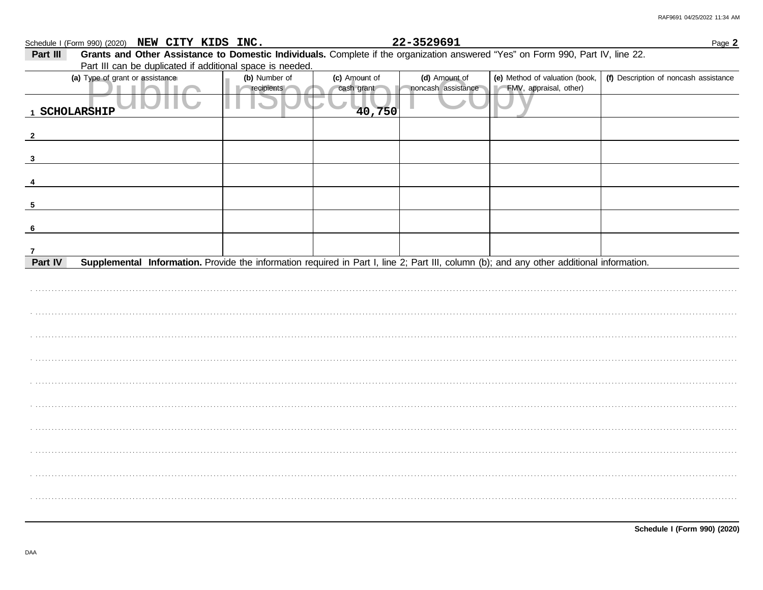Schedule I (Form 990) (2020) **NEW CITY KIDS INC.** **22-3529691** Page **2**

**Part III** **Grants and Other Assistance to Domestic Individuals.** Complete if the organization answered "Yes" on Form 990, Part IV, line 22. Part III can be duplicated if additional space is needed.

Public Inspection Copy

| (a) Type of grant or assistance | (b) Number of recipients | (c) Amount of cash grant | (d) Amount of noncash assistance | (e) Method of valuation (book, FMV, appraisal, other) | (f) Description of noncash assistance |
|---|---|---|---|---|---|
| 1 SCHOLARSHIP | | 40,750 | | | |
| 2 | | | | | |
| 3 | | | | | |
| 4 | | | | | |
| 5 | | | | | |
| 6 | | | | | |
| 7 | | | | | |

**Part IV** **Supplemental Information.** Provide the information required in Part I, line 2; Part III, column (b); and any other additional information.

**Schedule I (Form 990) (2020)**

DAA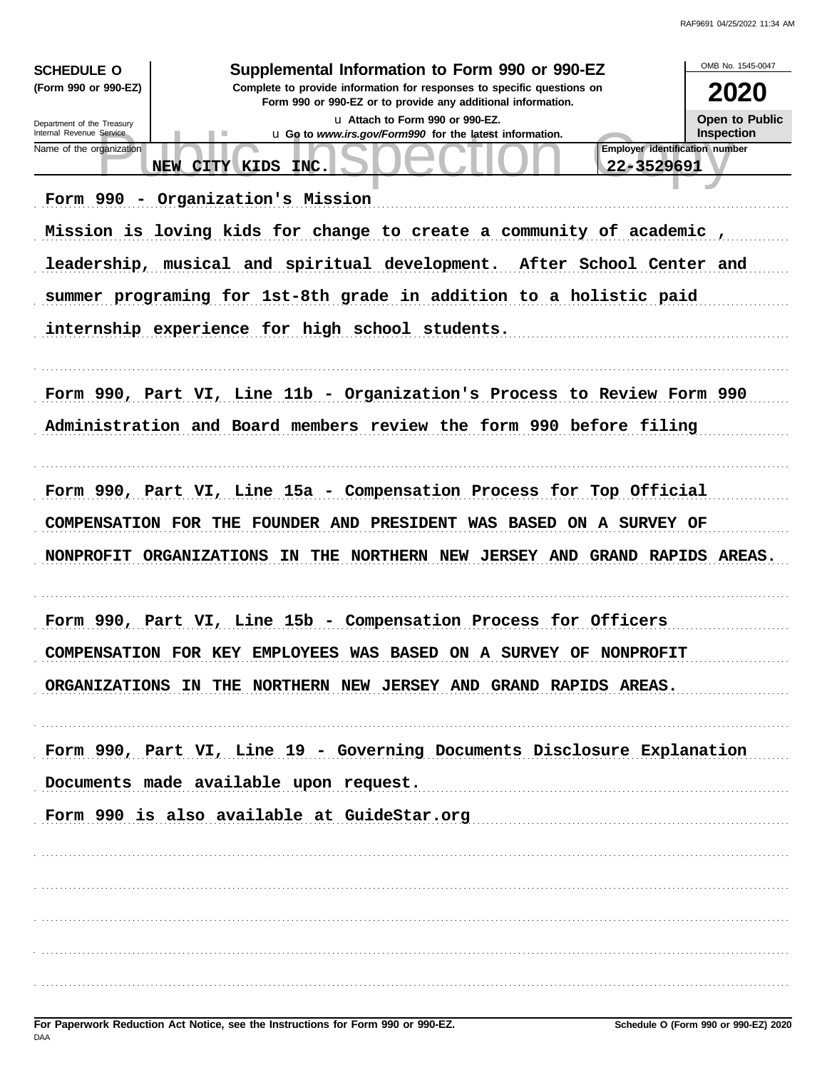**SCHEDULE O** (Form 990 or 990-EZ)

Department of the Treasury
Internal Revenue Service

# Supplemental Information to Form 990 or 990-EZ

**Complete to provide information for responses to specific questions on Form 990 or 990-EZ or to provide any additional information.**

**▶ Attach to Form 990 or 990-EZ.**

**▶ Go to *www.irs.gov/Form990* for the latest information.**

OMB No. 1545-0047

**2020**

**Open to Public Inspection**

| Name of the organization | Employer identification number |
|---|---|
| NEW CITY KIDS INC. | 22-3529691 |

Form 990 - Organization's Mission

Mission is loving kids for change to create a community of academic , leadership, musical and spiritual development. After School Center and summer programing for 1st-8th grade in addition to a holistic paid internship experience for high school students.

Form 990, Part VI, Line 11b - Organization's Process to Review Form 990

Administration and Board members review the form 990 before filing

Form 990, Part VI, Line 15a - Compensation Process for Top Official

COMPENSATION FOR THE FOUNDER AND PRESIDENT WAS BASED ON A SURVEY OF NONPROFIT ORGANIZATIONS IN THE NORTHERN NEW JERSEY AND GRAND RAPIDS AREAS.

Form 990, Part VI, Line 15b - Compensation Process for Officers

COMPENSATION FOR KEY EMPLOYEES WAS BASED ON A SURVEY OF NONPROFIT ORGANIZATIONS IN THE NORTHERN NEW JERSEY AND GRAND RAPIDS AREAS.

Form 990, Part VI, Line 19 - Governing Documents Disclosure Explanation

Documents made available upon request.

Form 990 is also available at GuideStar.org

**For Paperwork Reduction Act Notice, see the Instructions for Form 990 or 990-EZ.** DAA **Schedule O (Form 990 or 990-EZ) 2020**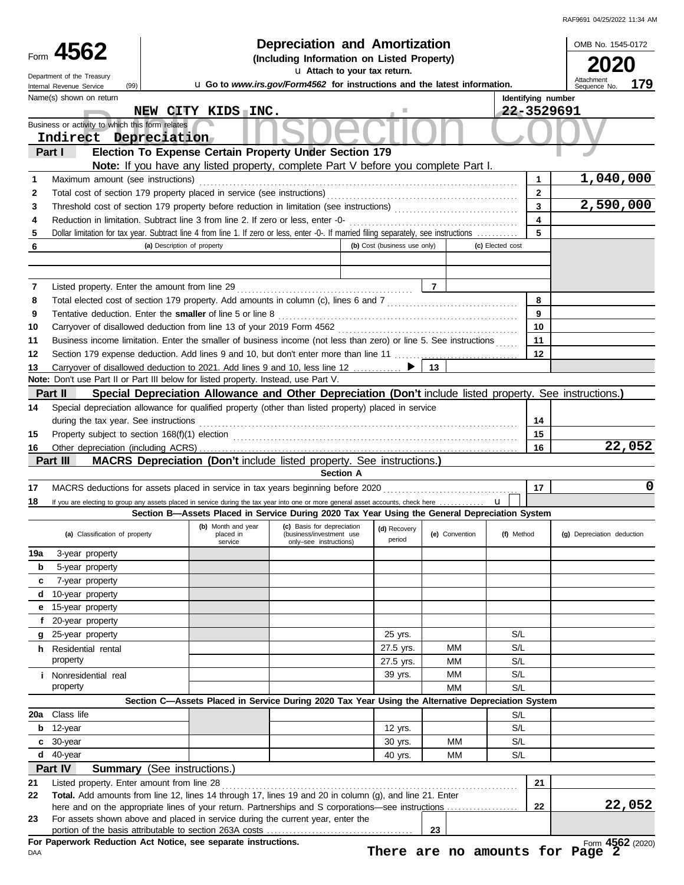RAF9691 04/25/2022 11:34 AM

# Form 4562 — Depreciation and Amortization

**(Including Information on Listed Property)**

Department of the Treasury
Internal Revenue Service (99)

u Attach to your tax return.

u Go to *www.irs.gov/Form4562* for instructions and the latest information.

OMB No. 1545-0172

**2020**

Attachment Sequence No. **179**

Name(s) shown on return: **NEW CITY KIDS INC.**

Identifying number: **22-3529691**

Business or activity to which this form relates: **Indirect Depreciation**

Public Inspection Copy

## Part I — Election To Expense Certain Property Under Section 179

**Note:** If you have any listed property, complete Part V before you complete Part I.

| Line | Description | Box | Amount |
|---|---|---|---|
| 1 | Maximum amount (see instructions) | 1 | 1,040,000 |
| 2 | Total cost of section 179 property placed in service (see instructions) | 2 | |
| 3 | Threshold cost of section 179 property before reduction in limitation (see instructions) | 3 | 2,590,000 |
| 4 | Reduction in limitation. Subtract line 3 from line 2. If zero or less, enter -0- | 4 | |
| 5 | Dollar limitation for tax year. Subtract line 4 from line 1. If zero or less, enter -0-. If married filing separately, see instructions | 5 | |

| 6 | (a) Description of property | (b) Cost (business use only) | (c) Elected cost |
|---|---|---|---|
| | | | |
| | | | |

| Line | Description | Box | Amount |
|---|---|---|---|
| 7 | Listed property. Enter the amount from line 29 | 7 | |
| 8 | Total elected cost of section 179 property. Add amounts in column (c), lines 6 and 7 | 8 | |
| 9 | Tentative deduction. Enter the **smaller** of line 5 or line 8 | 9 | |
| 10 | Carryover of disallowed deduction from line 13 of your 2019 Form 4562 | 10 | |
| 11 | Business income limitation. Enter the smaller of business income (not less than zero) or line 5. See instructions | 11 | |
| 12 | Section 179 expense deduction. Add lines 9 and 10, but don't enter more than line 11 | 12 | |
| 13 | Carryover of disallowed deduction to 2021. Add lines 9 and 10, less line 12 ▶ | 13 | |

**Note:** Don't use Part II or Part III below for listed property. Instead, use Part V.

## Part II — Special Depreciation Allowance and Other Depreciation (Don't include listed property. See instructions.)

| Line | Description | Box | Amount |
|---|---|---|---|
| 14 | Special depreciation allowance for qualified property (other than listed property) placed in service during the tax year. See instructions | 14 | |
| 15 | Property subject to section 168(f)(1) election | 15 | |
| 16 | Other depreciation (including ACRS) | 16 | 22,052 |

## Part III — MACRS Depreciation (Don't include listed property. See instructions.)

### Section A

| Line | Description | Box | Amount |
|---|---|---|---|
| 17 | MACRS deductions for assets placed in service in tax years beginning before 2020 | 17 | 0 |
| 18 | If you are electing to group any assets placed in service during the tax year into one or more general asset accounts, check here u ☐ | | |

### Section B—Assets Placed in Service During 2020 Tax Year Using the General Depreciation System

| (a) Classification of property | (b) Month and year placed in service | (c) Basis for depreciation (business/investment use only–see instructions) | (d) Recovery period | (e) Convention | (f) Method | (g) Depreciation deduction |
|---|---|---|---|---|---|---|
| 19a 3-year property | | | | | | |
| b 5-year property | | | | | | |
| c 7-year property | | | | | | |
| d 10-year property | | | | | | |
| e 15-year property | | | | | | |
| f 20-year property | | | | | | |
| g 25-year property | | | 25 yrs. | | S/L | |
| h Residential rental property | | | 27.5 yrs. | MM | S/L | |
| | | | 27.5 yrs. | MM | S/L | |
| i Nonresidential real property | | | 39 yrs. | MM | S/L | |
| | | | | MM | S/L | |

### Section C—Assets Placed in Service During 2020 Tax Year Using the Alternative Depreciation System

| (a) Classification of property | (b) Month and year placed in service | (c) Basis for depreciation | (d) Recovery period | (e) Convention | (f) Method | (g) Depreciation deduction |
|---|---|---|---|---|---|---|
| 20a Class life | | | | | S/L | |
| b 12-year | | | 12 yrs. | | S/L | |
| c 30-year | | | 30 yrs. | MM | S/L | |
| d 40-year | | | 40 yrs. | MM | S/L | |

## Part IV — Summary (See instructions.)

| Line | Description | Box | Amount |
|---|---|---|---|
| 21 | Listed property. Enter amount from line 28 | 21 | |
| 22 | **Total.** Add amounts from line 12, lines 14 through 17, lines 19 and 20 in column (g), and line 21. Enter here and on the appropriate lines of your return. Partnerships and S corporations—see instructions | 22 | 22,052 |
| 23 | For assets shown above and placed in service during the current year, enter the portion of the basis attributable to section 263A costs | 23 | |

**For Paperwork Reduction Act Notice, see separate instructions.**

DAA

**There are no amounts for Page 2**

Form **4562** (2020)